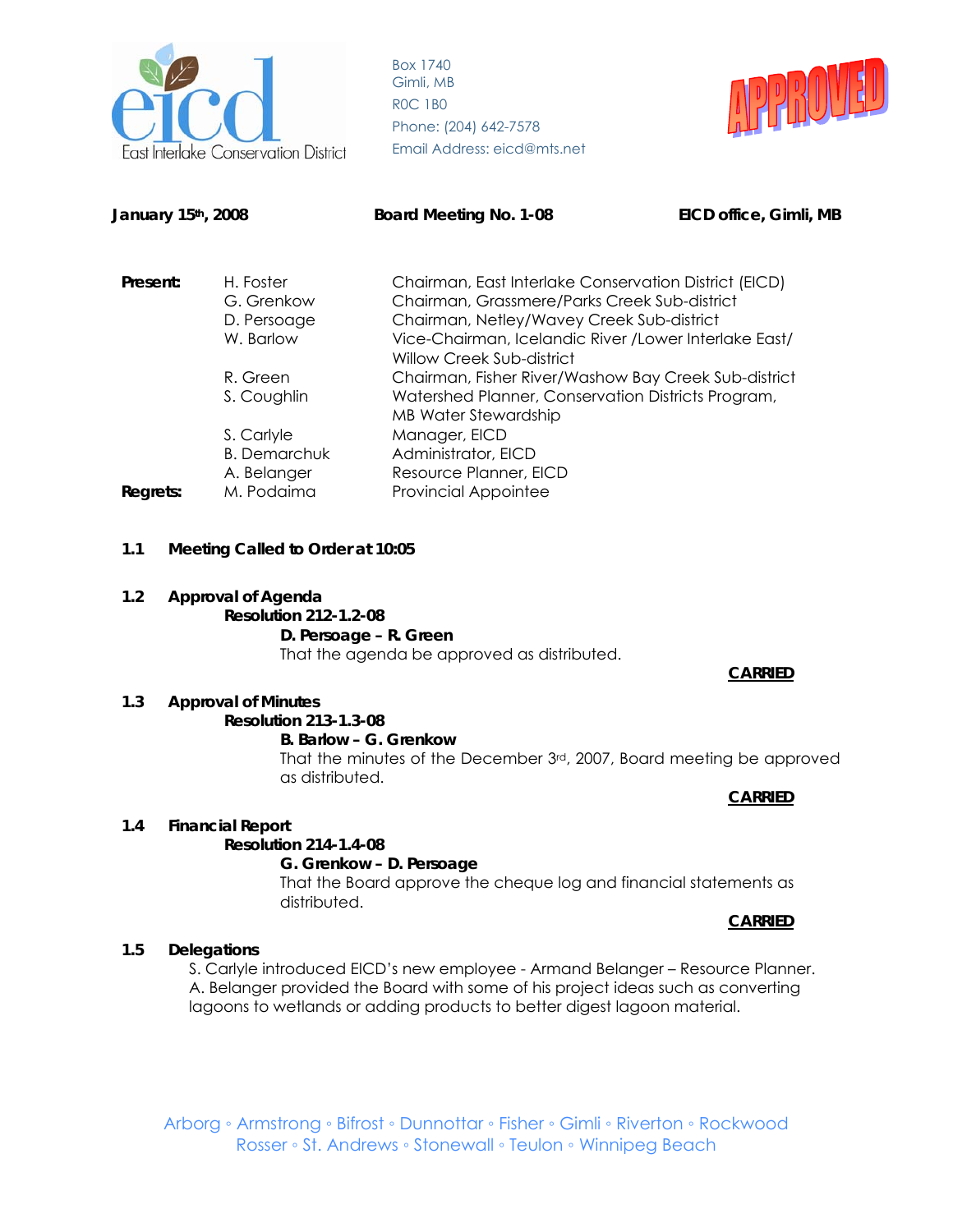East Interlake Conservation District

Box 1740
Gimli, MB
R0C 1B0
Phone: (204) 642-7578
Email Address: eicd@mts.net

APPROVED

**January 15th, 2008** **Board Meeting No. 1-08** **EICD office, Gimli, MB**

| | | |
|---|---|---|
| **Present:** | H. Foster | Chairman, East Interlake Conservation District (EICD) |
| | G. Grenkow | Chairman, Grassmere/Parks Creek Sub-district |
| | D. Persoage | Chairman, Netley/Wavey Creek Sub-district |
| | W. Barlow | Vice-Chairman, Icelandic River /Lower Interlake East/ Willow Creek Sub-district |
| | R. Green | Chairman, Fisher River/Washow Bay Creek Sub-district |
| | S. Coughlin | Watershed Planner, Conservation Districts Program, MB Water Stewardship |
| | S. Carlyle | Manager, EICD |
| | B. Demarchuk | Administrator, EICD |
| | A. Belanger | Resource Planner, EICD |
| **Regrets:** | M. Podaima | Provincial Appointee |

**1.1 Meeting Called to Order at 10:05**

**1.2 Approval of Agenda**

**Resolution 212-1.2-08**

**D. Persoage – R. Green**

That the agenda be approved as distributed.

**CARRIED**

**1.3 Approval of Minutes**

**Resolution 213-1.3-08**

**B. Barlow – G. Grenkow**

That the minutes of the December 3rd, 2007, Board meeting be approved as distributed.

**CARRIED**

**1.4 Financial Report**

**Resolution 214-1.4-08**

**G. Grenkow – D. Persoage**

That the Board approve the cheque log and financial statements as distributed.

**CARRIED**

**1.5 Delegations**

S. Carlyle introduced EICD's new employee - Armand Belanger – Resource Planner. A. Belanger provided the Board with some of his project ideas such as converting lagoons to wetlands or adding products to better digest lagoon material.

Arborg ◦ Armstrong ◦ Bifrost ◦ Dunnottar ◦ Fisher ◦ Gimli ◦ Riverton ◦ Rockwood
Rosser ◦ St. Andrews ◦ Stonewall ◦ Teulon ◦ Winnipeg Beach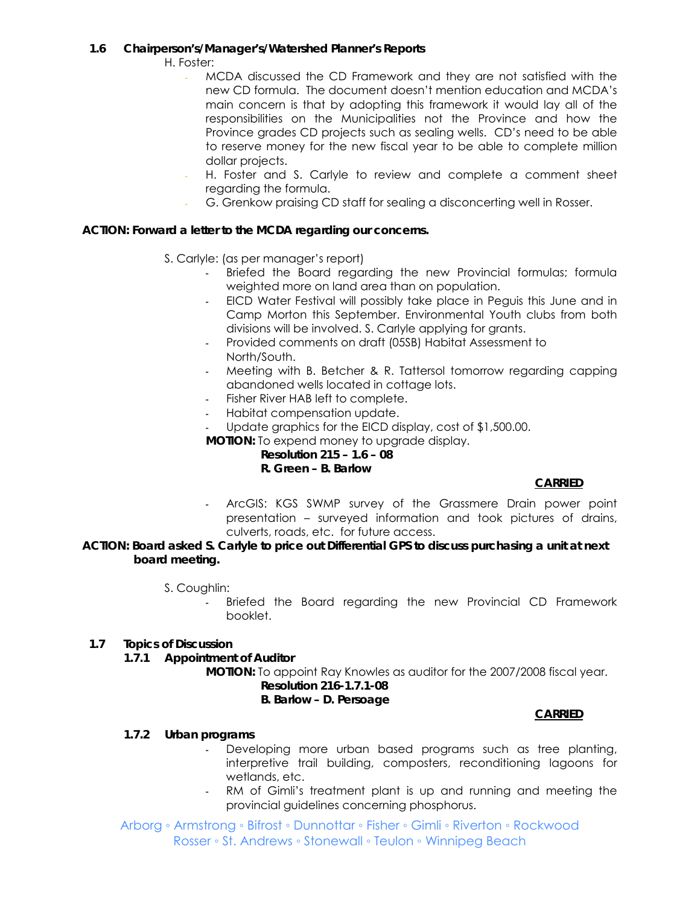### 1.6 Chairperson's/Manager's/Watershed Planner's Reports

H. Foster:

- MCDA discussed the CD Framework and they are not satisfied with the new CD formula. The document doesn't mention education and MCDA's main concern is that by adopting this framework it would lay all of the responsibilities on the Municipalities not the Province and how the Province grades CD projects such as sealing wells. CD's need to be able to reserve money for the new fiscal year to be able to complete million dollar projects.
- H. Foster and S. Carlyle to review and complete a comment sheet regarding the formula.
- G. Grenkow praising CD staff for sealing a disconcerting well in Rosser.

**ACTION: Forward a letter to the MCDA regarding our concerns.**

S. Carlyle: (as per manager's report)

- Briefed the Board regarding the new Provincial formulas; formula weighted more on land area than on population.
- EICD Water Festival will possibly take place in Peguis this June and in Camp Morton this September. Environmental Youth clubs from both divisions will be involved. S. Carlyle applying for grants.
- Provided comments on draft (05SB) Habitat Assessment to North/South.
- Meeting with B. Betcher & R. Tattersol tomorrow regarding capping abandoned wells located in cottage lots.
- Fisher River HAB left to complete.
- Habitat compensation update.
- Update graphics for the EICD display, cost of $1,500.00.

**MOTION:** To expend money to upgrade display.

**Resolution 215 – 1.6 – 08**
**R. Green – B. Barlow**

**CARRIED**

- ArcGIS: KGS SWMP survey of the Grassmere Drain power point presentation – surveyed information and took pictures of drains, culverts, roads, etc. for future access.

**ACTION: Board asked S. Carlyle to price out Differential GPS to discuss purchasing a unit at next board meeting.**

S. Coughlin:

- Briefed the Board regarding the new Provincial CD Framework booklet.

### 1.7 Topics of Discussion

#### 1.7.1 Appointment of Auditor

**MOTION:** To appoint Ray Knowles as auditor for the 2007/2008 fiscal year.

**Resolution 216-1.7.1-08**
**B. Barlow – D. Persoage**

**CARRIED**

#### 1.7.2 Urban programs

- Developing more urban based programs such as tree planting, interpretive trail building, composters, reconditioning lagoons for wetlands, etc.
- RM of Gimli's treatment plant is up and running and meeting the provincial guidelines concerning phosphorus.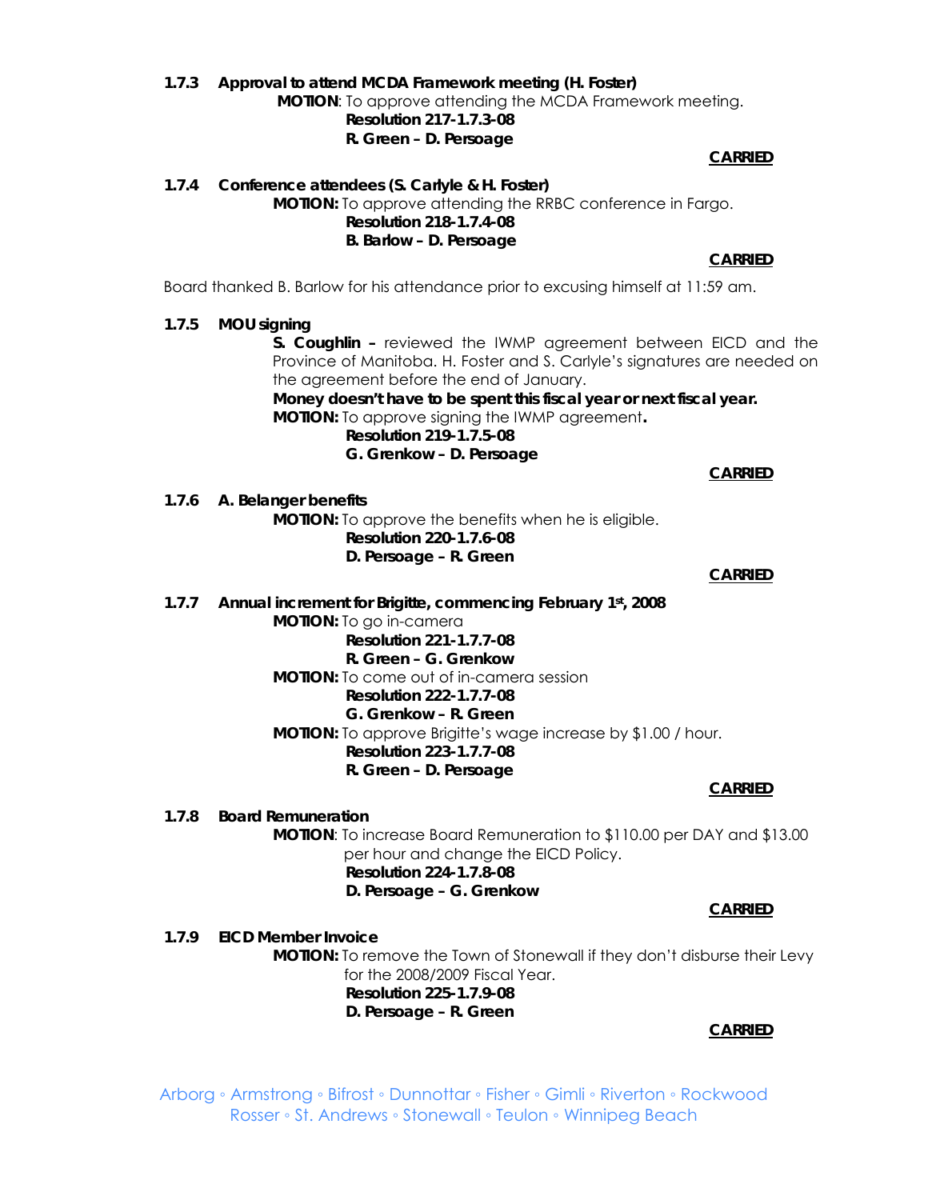**1.7.3 Approval to attend MCDA Framework meeting (H. Foster)**

**MOTION**: To approve attending the MCDA Framework meeting.

**Resolution 217-1.7.3-08**

**R. Green – D. Persoage**

**CARRIED**

**1.7.4 Conference attendees (S. Carlyle & H. Foster)**

**MOTION:** To approve attending the RRBC conference in Fargo.

**Resolution 218-1.7.4-08**

**B. Barlow – D. Persoage**

**CARRIED**

Board thanked B. Barlow for his attendance prior to excusing himself at 11:59 am.

**1.7.5 MOU signing**

**S. Coughlin –** reviewed the IWMP agreement between EICD and the Province of Manitoba. H. Foster and S. Carlyle's signatures are needed on the agreement before the end of January.

**Money doesn't have to be spent this fiscal year or next fiscal year.**

**MOTION:** To approve signing the IWMP agreement**.**

**Resolution 219-1.7.5-08**

**G. Grenkow – D. Persoage**

**CARRIED**

**1.7.6 A. Belanger benefits**

**MOTION:** To approve the benefits when he is eligible.

**Resolution 220-1.7.6-08**

**D. Persoage – R. Green**

**CARRIED**

**1.7.7 Annual increment for Brigitte, commencing February 1st, 2008**

**MOTION:** To go in-camera

**Resolution 221-1.7.7-08**

**R. Green – G. Grenkow**

**MOTION:** To come out of in-camera session

**Resolution 222-1.7.7-08**

**G. Grenkow – R. Green**

**MOTION:** To approve Brigitte's wage increase by $1.00 / hour.

**Resolution 223-1.7.7-08**

**R. Green – D. Persoage**

**CARRIED**

**1.7.8 Board Remuneration**

**MOTION**: To increase Board Remuneration to $110.00 per DAY and $13.00 per hour and change the EICD Policy.

**Resolution 224-1.7.8-08**

**D. Persoage – G. Grenkow**

**CARRIED**

**1.7.9 EICD Member Invoice**

**MOTION:** To remove the Town of Stonewall if they don't disburse their Levy for the 2008/2009 Fiscal Year.

**Resolution 225-1.7.9-08**

**D. Persoage – R. Green**

**CARRIED**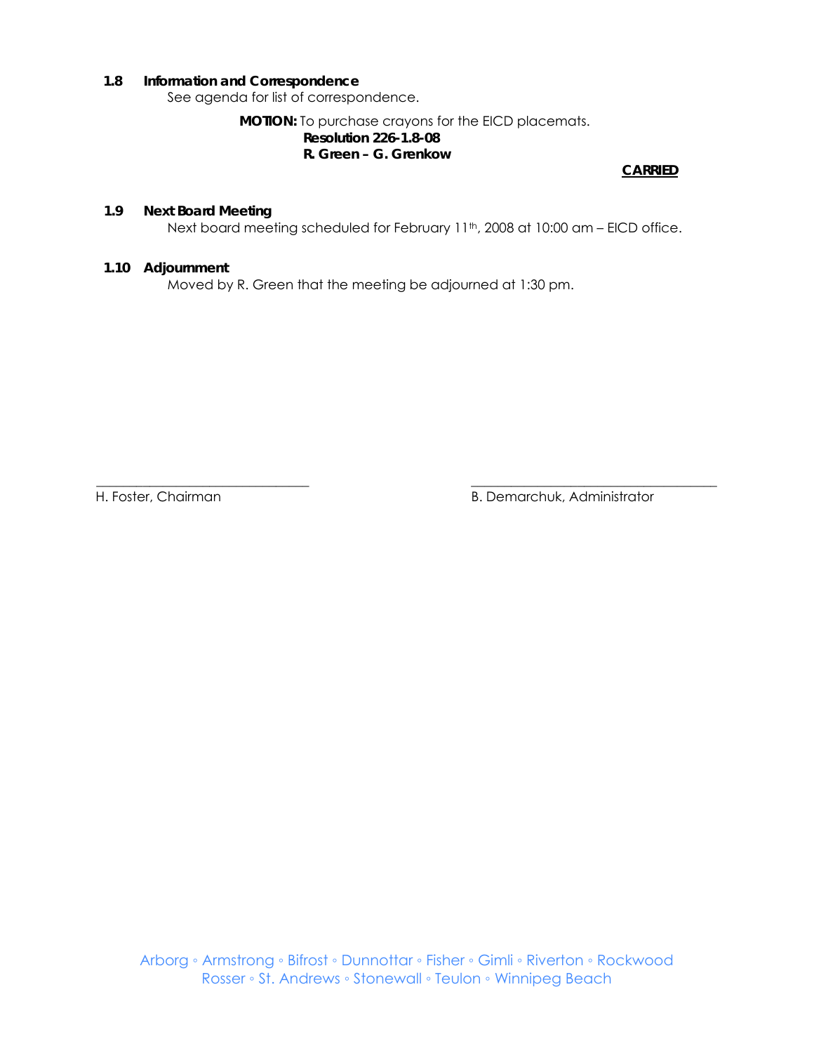### 1.8 Information and Correspondence

See agenda for list of correspondence.

**MOTION:** To purchase crayons for the EICD placemats.
**Resolution 226-1.8-08**
**R. Green – G. Grenkow**

**CARRIED**

### 1.9 Next Board Meeting

Next board meeting scheduled for February 11th, 2008 at 10:00 am – EICD office.

### 1.10 Adjournment

Moved by R. Green that the meeting be adjourned at 1:30 pm.

\_\_\_\_\_\_\_\_\_\_\_\_\_\_\_\_\_\_\_\_\_\_\_\_\_\_\_\_\_\_
H. Foster, Chairman

\_\_\_\_\_\_\_\_\_\_\_\_\_\_\_\_\_\_\_\_\_\_\_\_\_\_\_\_\_\_
B. Demarchuk, Administrator

Arborg ◦ Armstrong ◦ Bifrost ◦ Dunnottar ◦ Fisher ◦ Gimli ◦ Riverton ◦ Rockwood
Rosser ◦ St. Andrews ◦ Stonewall ◦ Teulon ◦ Winnipeg Beach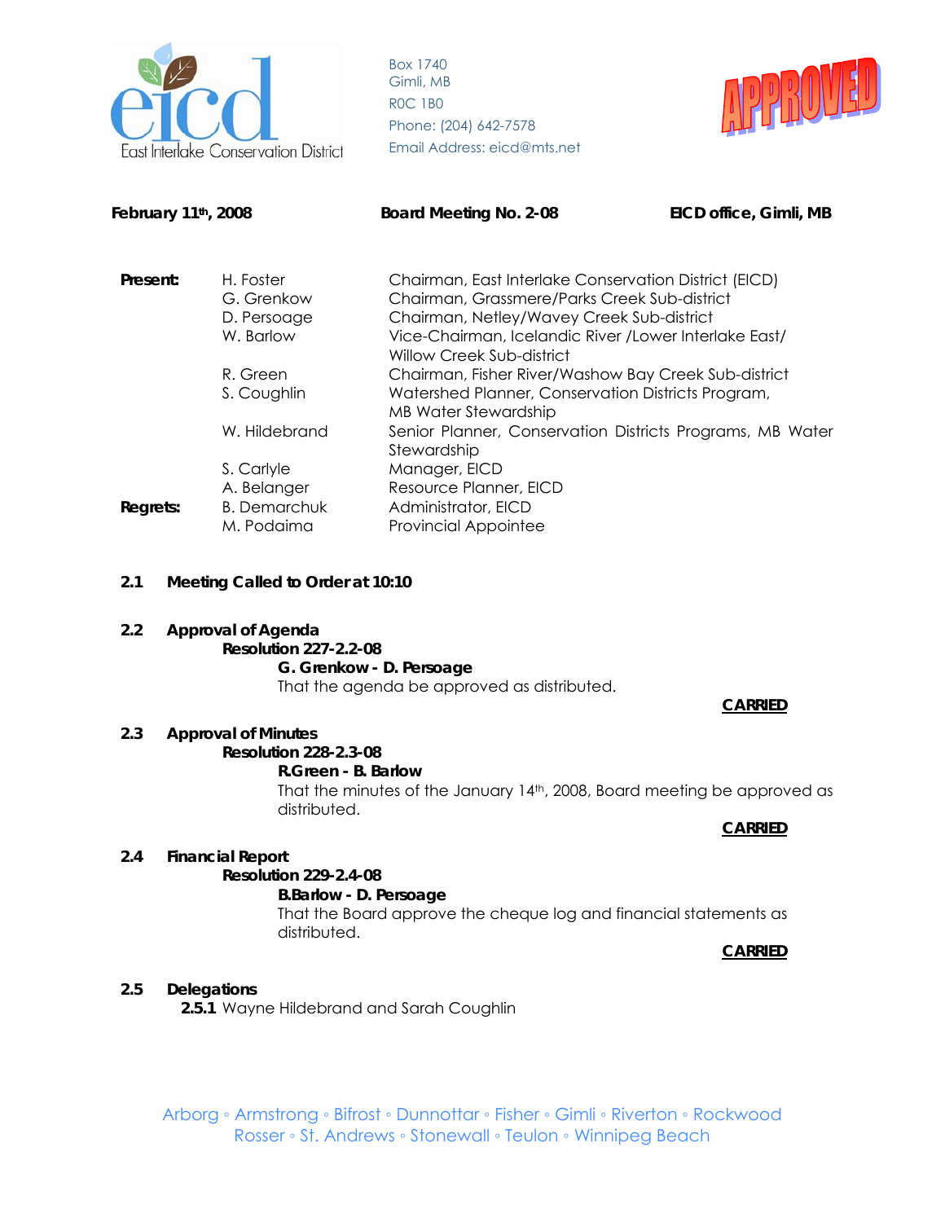East Interlake Conservation District

Box 1740
Gimli, MB
R0C 1B0
Phone: (204) 642-7578
Email Address: eicd@mts.net

APPROVED

**February 11th, 2008** **Board Meeting No. 2-08** **EICD office, Gimli, MB**

| | | |
|---|---|---|
| **Present:** | H. Foster | Chairman, East Interlake Conservation District (EICD) |
| | G. Grenkow | Chairman, Grassmere/Parks Creek Sub-district |
| | D. Persoage | Chairman, Netley/Wavey Creek Sub-district |
| | W. Barlow | Vice-Chairman, Icelandic River /Lower Interlake East/ Willow Creek Sub-district |
| | R. Green | Chairman, Fisher River/Washow Bay Creek Sub-district |
| | S. Coughlin | Watershed Planner, Conservation Districts Program, MB Water Stewardship |
| | W. Hildebrand | Senior Planner, Conservation Districts Programs, MB Water Stewardship |
| | S. Carlyle | Manager, EICD |
| | A. Belanger | Resource Planner, EICD |
| **Regrets:** | B. Demarchuk | Administrator, EICD |
| | M. Podaima | Provincial Appointee |

**2.1 Meeting Called to Order at 10:10**

**2.2 Approval of Agenda**

**Resolution 227-2.2-08**

**G. Grenkow - D. Persoage**

That the agenda be approved as distributed.

**CARRIED**

**2.3 Approval of Minutes**

**Resolution 228-2.3-08**

**R.Green - B. Barlow**

That the minutes of the January 14th, 2008, Board meeting be approved as distributed.

**CARRIED**

**2.4 Financial Report**

**Resolution 229-2.4-08**

**B.Barlow - D. Persoage**

That the Board approve the cheque log and financial statements as distributed.

**CARRIED**

**2.5 Delegations**

**2.5.1** Wayne Hildebrand and Sarah Coughlin

Arborg ◦ Armstrong ◦ Bifrost ◦ Dunnottar ◦ Fisher ◦ Gimli ◦ Riverton ◦ Rockwood
Rosser ◦ St. Andrews ◦ Stonewall ◦ Teulon ◦ Winnipeg Beach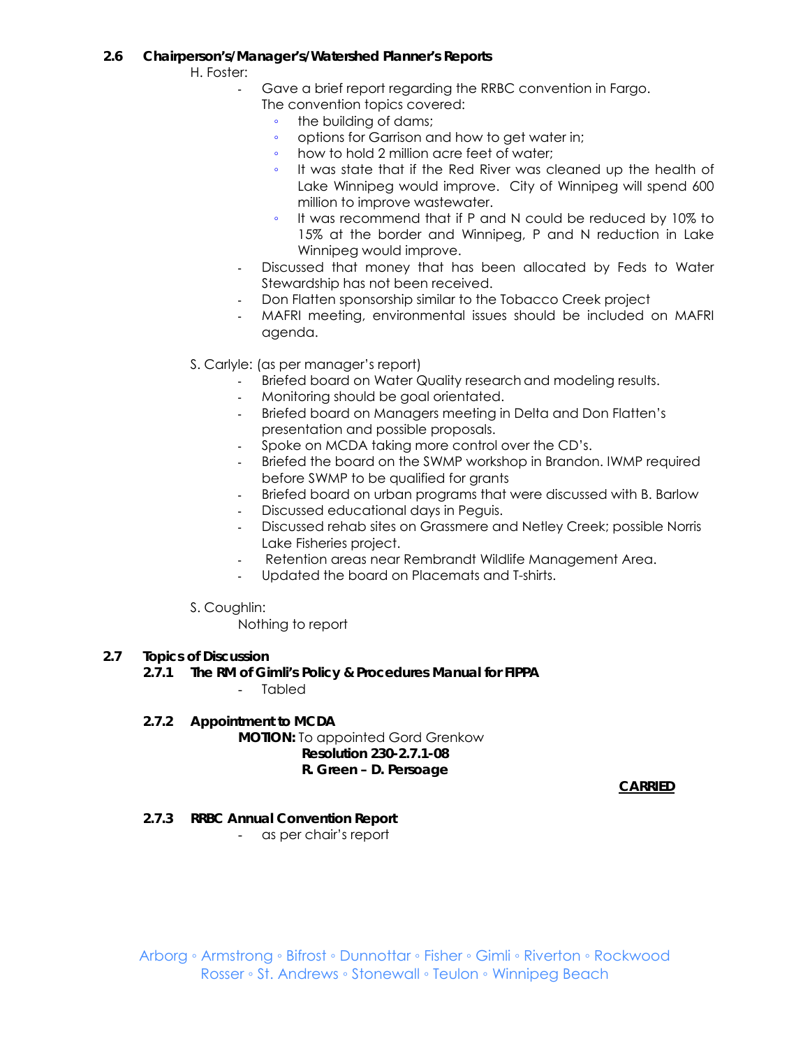**2.6 Chairperson's/Manager's/Watershed Planner's Reports**

H. Foster:

- Gave a brief report regarding the RRBC convention in Fargo. The convention topics covered:
  - the building of dams;
  - options for Garrison and how to get water in;
  - how to hold 2 million acre feet of water;
  - It was state that if the Red River was cleaned up the health of Lake Winnipeg would improve. City of Winnipeg will spend 600 million to improve wastewater.
  - It was recommend that if P and N could be reduced by 10% to 15% at the border and Winnipeg, P and N reduction in Lake Winnipeg would improve.
- Discussed that money that has been allocated by Feds to Water Stewardship has not been received.
- Don Flatten sponsorship similar to the Tobacco Creek project
- MAFRI meeting, environmental issues should be included on MAFRI agenda.

S. Carlyle: (as per manager's report)

- Briefed board on Water Quality research and modeling results.
- Monitoring should be goal orientated.
- Briefed board on Managers meeting in Delta and Don Flatten's presentation and possible proposals.
- Spoke on MCDA taking more control over the CD's.
- Briefed the board on the SWMP workshop in Brandon. IWMP required before SWMP to be qualified for grants
- Briefed board on urban programs that were discussed with B. Barlow
- Discussed educational days in Peguis.
- Discussed rehab sites on Grassmere and Netley Creek; possible Norris Lake Fisheries project.
- Retention areas near Rembrandt Wildlife Management Area.
- Updated the board on Placemats and T-shirts.

S. Coughlin:

Nothing to report

**2.7 Topics of Discussion**

**2.7.1 The RM of Gimli's Policy & Procedures Manual for FIPPA**

- Tabled

**2.7.2 Appointment to MCDA**

**MOTION:** To appointed Gord Grenkow

**Resolution 230-2.7.1-08**

**R. Green – D. Persoage**

**CARRIED**

**2.7.3 RRBC Annual Convention Report**

- as per chair's report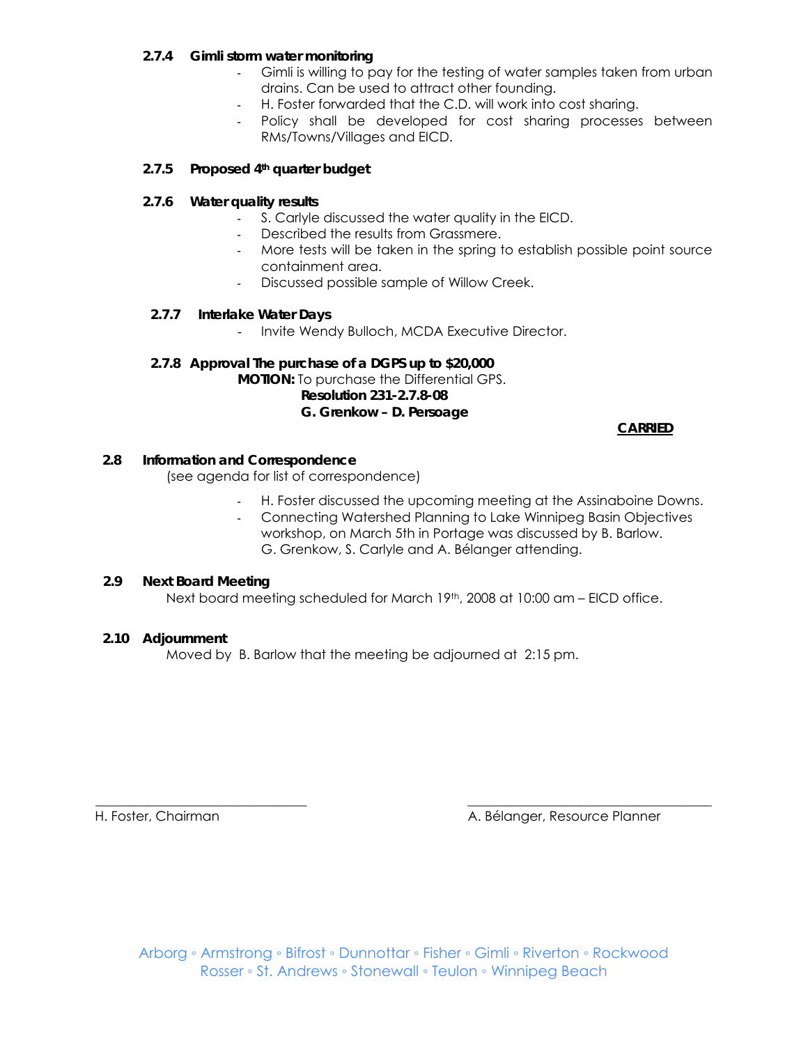#### 2.7.4 Gimli storm water monitoring

- Gimli is willing to pay for the testing of water samples taken from urban drains. Can be used to attract other founding.
- H. Foster forwarded that the C.D. will work into cost sharing.
- Policy shall be developed for cost sharing processes between RMs/Towns/Villages and EICD.

#### 2.7.5 Proposed 4th quarter budget

#### 2.7.6 Water quality results

- S. Carlyle discussed the water quality in the EICD.
- Described the results from Grassmere.
- More tests will be taken in the spring to establish possible point source containment area.
- Discussed possible sample of Willow Creek.

#### 2.7.7 Interlake Water Days

- Invite Wendy Bulloch, MCDA Executive Director.

#### 2.7.8 Approval The purchase of a DGPS up to $20,000

**MOTION:** To purchase the Differential GPS.

**Resolution 231-2.7.8-08**
**G. Grenkow – D. Persoage**

**CARRIED**

### 2.8 Information and Correspondence

(see agenda for list of correspondence)

- H. Foster discussed the upcoming meeting at the Assinaboine Downs.
- Connecting Watershed Planning to Lake Winnipeg Basin Objectives workshop, on March 5th in Portage was discussed by B. Barlow. G. Grenkow, S. Carlyle and A. Bélanger attending.

### 2.9 Next Board Meeting

Next board meeting scheduled for March 19th, 2008 at 10:00 am – EICD office.

### 2.10 Adjournment

Moved by B. Barlow that the meeting be adjourned at 2:15 pm.

\_\_\_\_\_\_\_\_\_\_\_\_\_\_\_\_\_\_\_\_\_\_\_\_\_\_\_\_\_\_ H. Foster, Chairman

\_\_\_\_\_\_\_\_\_\_\_\_\_\_\_\_\_\_\_\_\_\_\_\_\_\_\_\_\_\_ A. Bélanger, Resource Planner

Arborg ◦ Armstrong ◦ Bifrost ◦ Dunnottar ◦ Fisher ◦ Gimli ◦ Riverton ◦ Rockwood
Rosser ◦ St. Andrews ◦ Stonewall ◦ Teulon ◦ Winnipeg Beach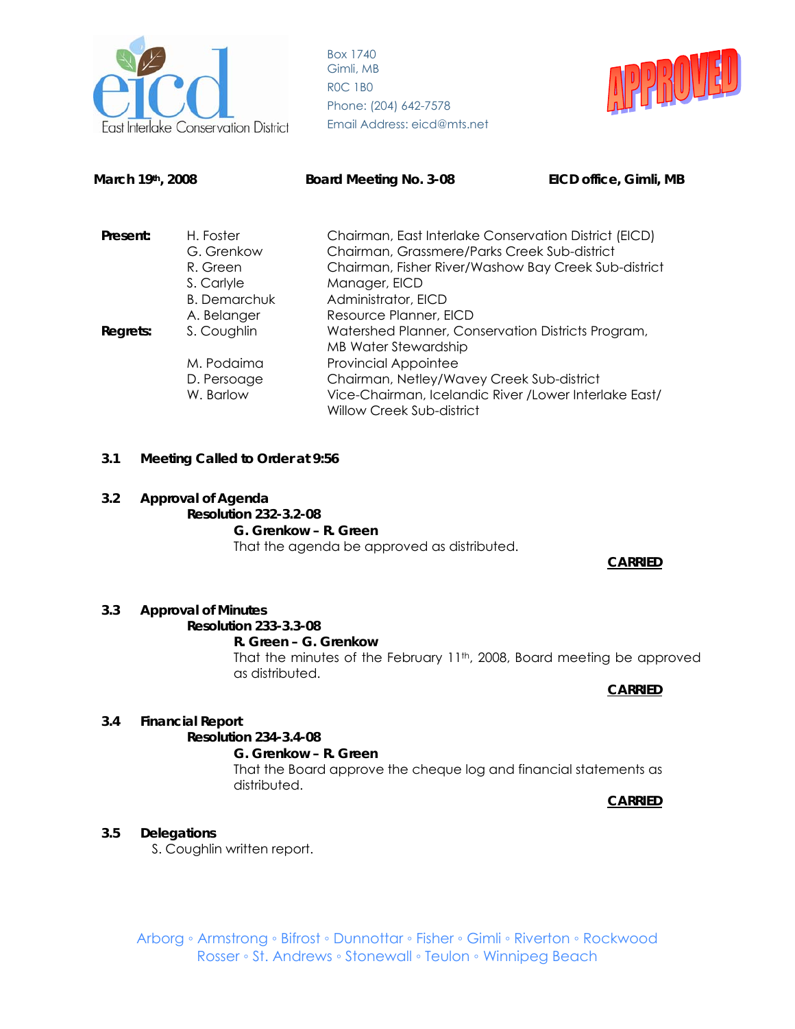East Interlake Conservation District

Box 1740
Gimli, MB
R0C 1B0
Phone: (204) 642-7578
Email Address: eicd@mts.net

APPROVED

**March 19th, 2008** **Board Meeting No. 3-08** **EICD office, Gimli, MB**

| | | |
|---|---|---|
| **Present:** | H. Foster | Chairman, East Interlake Conservation District (EICD) |
| | G. Grenkow | Chairman, Grassmere/Parks Creek Sub-district |
| | R. Green | Chairman, Fisher River/Washow Bay Creek Sub-district |
| | S. Carlyle | Manager, EICD |
| | B. Demarchuk | Administrator, EICD |
| | A. Belanger | Resource Planner, EICD |
| **Regrets:** | S. Coughlin | Watershed Planner, Conservation Districts Program, MB Water Stewardship |
| | M. Podaima | Provincial Appointee |
| | D. Persoage | Chairman, Netley/Wavey Creek Sub-district |
| | W. Barlow | Vice-Chairman, Icelandic River /Lower Interlake East/ Willow Creek Sub-district |

**3.1 Meeting Called to Order at 9:56**

**3.2 Approval of Agenda**

**Resolution 232-3.2-08**

**G. Grenkow – R. Green**

That the agenda be approved as distributed.

**CARRIED**

**3.3 Approval of Minutes**

**Resolution 233-3.3-08**

**R. Green – G. Grenkow**

That the minutes of the February 11th, 2008, Board meeting be approved as distributed.

**CARRIED**

**3.4 Financial Report**

**Resolution 234-3.4-08**

**G. Grenkow – R. Green**

That the Board approve the cheque log and financial statements as distributed.

**CARRIED**

**3.5 Delegations**

S. Coughlin written report.

Arborg ◦ Armstrong ◦ Bifrost ◦ Dunnottar ◦ Fisher ◦ Gimli ◦ Riverton ◦ Rockwood
Rosser ◦ St. Andrews ◦ Stonewall ◦ Teulon ◦ Winnipeg Beach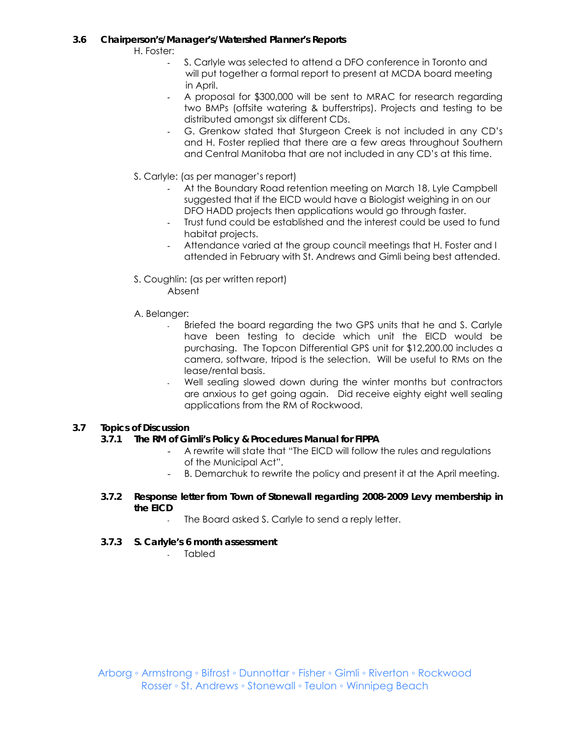### 3.6 Chairperson's/Manager's/Watershed Planner's Reports

H. Foster:

- S. Carlyle was selected to attend a DFO conference in Toronto and will put together a formal report to present at MCDA board meeting in April.
- A proposal for $300,000 will be sent to MRAC for research regarding two BMPs (offsite watering & bufferstrips). Projects and testing to be distributed amongst six different CDs.
- G. Grenkow stated that Sturgeon Creek is not included in any CD's and H. Foster replied that there are a few areas throughout Southern and Central Manitoba that are not included in any CD's at this time.

S. Carlyle: (as per manager's report)

- At the Boundary Road retention meeting on March 18, Lyle Campbell suggested that if the EICD would have a Biologist weighing in on our DFO HADD projects then applications would go through faster.
- Trust fund could be established and the interest could be used to fund habitat projects.
- Attendance varied at the group council meetings that H. Foster and I attended in February with St. Andrews and Gimli being best attended.

S. Coughlin: (as per written report)

Absent

A. Belanger:

- Briefed the board regarding the two GPS units that he and S. Carlyle have been testing to decide which unit the EICD would be purchasing. The Topcon Differential GPS unit for $12,200.00 includes a camera, software, tripod is the selection. Will be useful to RMs on the lease/rental basis.
- Well sealing slowed down during the winter months but contractors are anxious to get going again. Did receive eighty eight well sealing applications from the RM of Rockwood.

### 3.7 Topics of Discussion

#### 3.7.1 The RM of Gimli's Policy & Procedures Manual for FIPPA

- A rewrite will state that "The EICD will follow the rules and regulations of the Municipal Act".
- B. Demarchuk to rewrite the policy and present it at the April meeting.

#### 3.7.2 Response letter from Town of Stonewall regarding 2008-2009 Levy membership in the EICD

- The Board asked S. Carlyle to send a reply letter.

#### 3.7.3 S. Carlyle's 6 month assessment

- Tabled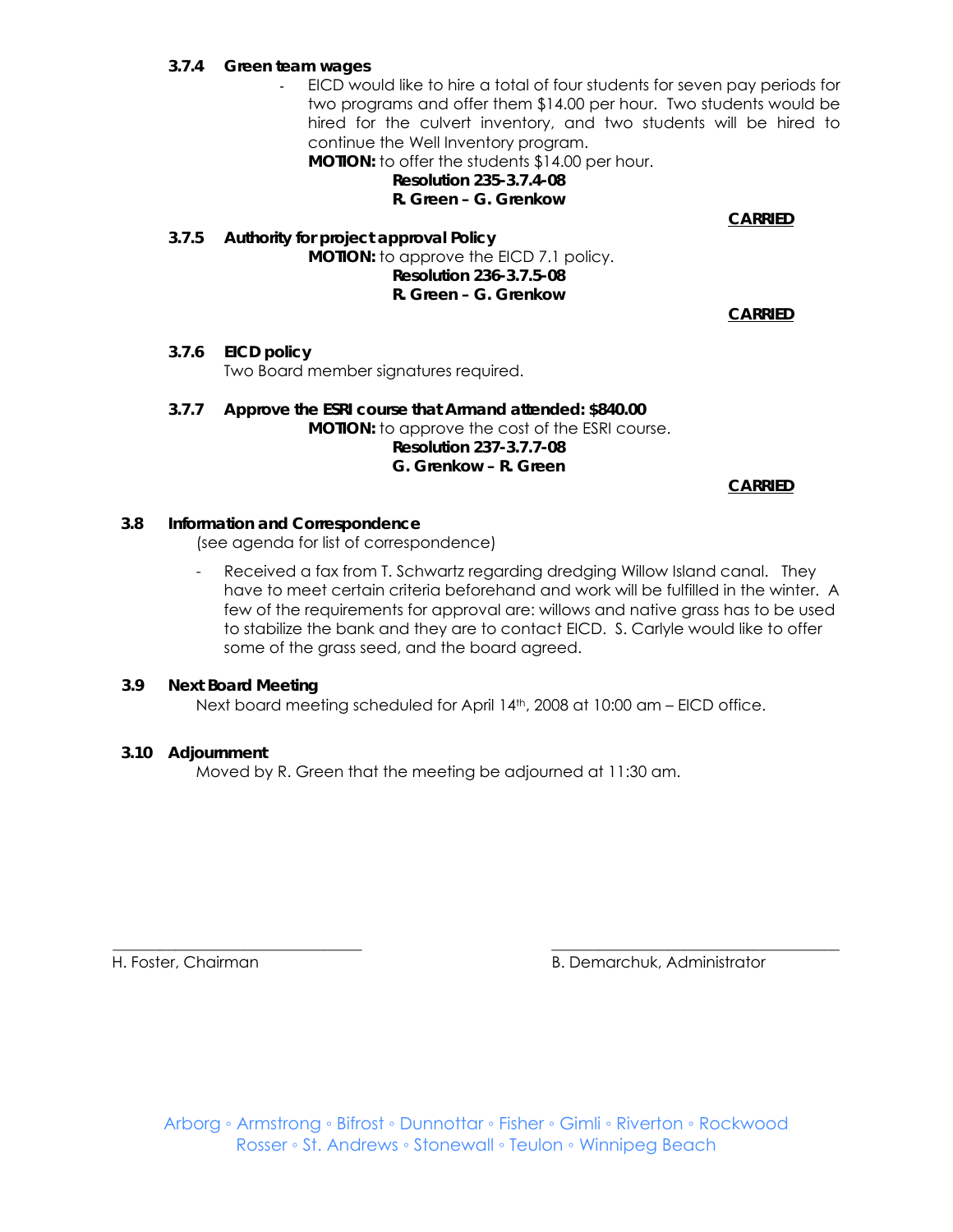#### 3.7.4 Green team wages

- EICD would like to hire a total of four students for seven pay periods for two programs and offer them $14.00 per hour. Two students would be hired for the culvert inventory, and two students will be hired to continue the Well Inventory program.

  **MOTION:** to offer the students $14.00 per hour.

  **Resolution 235-3.7.4-08**
  **R. Green – G. Grenkow**

  **CARRIED**

#### 3.7.5 Authority for project approval Policy

**MOTION:** to approve the EICD 7.1 policy.

**Resolution 236-3.7.5-08**
**R. Green – G. Grenkow**

**CARRIED**

#### 3.7.6 EICD policy

Two Board member signatures required.

#### 3.7.7 Approve the ESRI course that Armand attended: $840.00

**MOTION:** to approve the cost of the ESRI course.

**Resolution 237-3.7.7-08**
**G. Grenkow – R. Green**

**CARRIED**

### 3.8 Information and Correspondence

(see agenda for list of correspondence)

- Received a fax from T. Schwartz regarding dredging Willow Island canal. They have to meet certain criteria beforehand and work will be fulfilled in the winter. A few of the requirements for approval are: willows and native grass has to be used to stabilize the bank and they are to contact EICD. S. Carlyle would like to offer some of the grass seed, and the board agreed.

### 3.9 Next Board Meeting

Next board meeting scheduled for April 14th, 2008 at 10:00 am – EICD office.

### 3.10 Adjournment

Moved by R. Green that the meeting be adjourned at 11:30 am.

\_\_\_\_\_\_\_\_\_\_\_\_\_\_\_\_\_\_\_\_\_\_\_\_\_\_\_\_\_\_
H. Foster, Chairman

\_\_\_\_\_\_\_\_\_\_\_\_\_\_\_\_\_\_\_\_\_\_\_\_\_\_\_\_\_\_
B. Demarchuk, Administrator

Arborg ◦ Armstrong ◦ Bifrost ◦ Dunnottar ◦ Fisher ◦ Gimli ◦ Riverton ◦ Rockwood
Rosser ◦ St. Andrews ◦ Stonewall ◦ Teulon ◦ Winnipeg Beach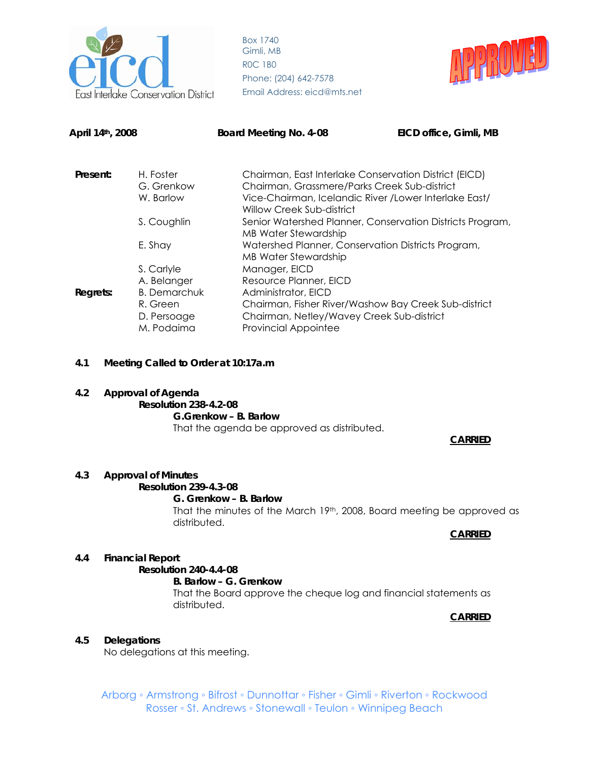East Interlake Conservation District

Box 1740
Gimli, MB
R0C 1B0
Phone: (204) 642-7578
Email Address: eicd@mts.net

APPROVED

**April 14th, 2008** **Board Meeting No. 4-08** **EICD office, Gimli, MB**

| | | |
|---|---|---|
| **Present:** | H. Foster | Chairman, East Interlake Conservation District (EICD) |
| | G. Grenkow | Chairman, Grassmere/Parks Creek Sub-district |
| | W. Barlow | Vice-Chairman, Icelandic River /Lower Interlake East/ Willow Creek Sub-district |
| | S. Coughlin | Senior Watershed Planner, Conservation Districts Program, MB Water Stewardship |
| | E. Shay | Watershed Planner, Conservation Districts Program, MB Water Stewardship |
| | S. Carlyle | Manager, EICD |
| | A. Belanger | Resource Planner, EICD |
| **Regrets:** | B. Demarchuk | Administrator, EICD |
| | R. Green | Chairman, Fisher River/Washow Bay Creek Sub-district |
| | D. Persoage | Chairman, Netley/Wavey Creek Sub-district |
| | M. Podaima | Provincial Appointee |

**4.1 Meeting Called to Order at 10:17a.m**

**4.2 Approval of Agenda**

**Resolution 238-4.2-08**

**G.Grenkow – B. Barlow**

That the agenda be approved as distributed.

**CARRIED**

**4.3 Approval of Minutes**

**Resolution 239-4.3-08**

**G. Grenkow – B. Barlow**

That the minutes of the March 19th, 2008, Board meeting be approved as distributed.

**CARRIED**

**4.4 Financial Report**

**Resolution 240-4.4-08**

**B. Barlow – G. Grenkow**

That the Board approve the cheque log and financial statements as distributed.

**CARRIED**

**4.5 Delegations**

No delegations at this meeting.

Arborg ◦ Armstrong ◦ Bifrost ◦ Dunnottar ◦ Fisher ◦ Gimli ◦ Riverton ◦ Rockwood
Rosser ◦ St. Andrews ◦ Stonewall ◦ Teulon ◦ Winnipeg Beach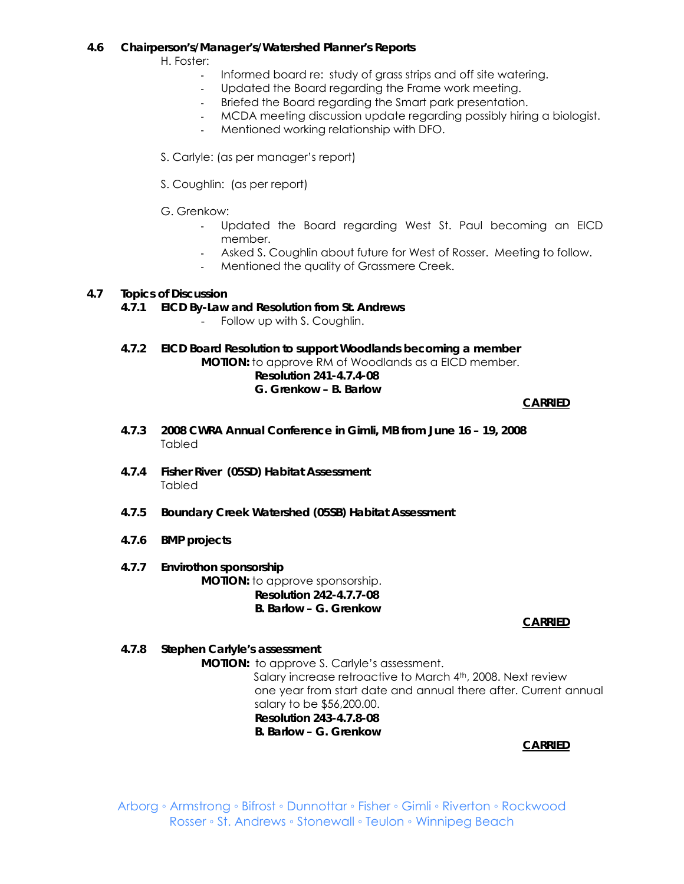**4.6 Chairperson's/Manager's/Watershed Planner's Reports**

H. Foster:

- Informed board re: study of grass strips and off site watering.
- Updated the Board regarding the Frame work meeting.
- Briefed the Board regarding the Smart park presentation.
- MCDA meeting discussion update regarding possibly hiring a biologist.
- Mentioned working relationship with DFO.

S. Carlyle: (as per manager's report)

S. Coughlin: (as per report)

G. Grenkow:

- Updated the Board regarding West St. Paul becoming an EICD member.
- Asked S. Coughlin about future for West of Rosser. Meeting to follow.
- Mentioned the quality of Grassmere Creek.

**4.7 Topics of Discussion**

**4.7.1 EICD By-Law and Resolution from St. Andrews**

- Follow up with S. Coughlin.

**4.7.2 EICD Board Resolution to support Woodlands becoming a member**

**MOTION:** to approve RM of Woodlands as a EICD member.
**Resolution 241-4.7.4-08**
**G. Grenkow – B. Barlow**

**CARRIED**

**4.7.3 2008 CWRA Annual Conference in Gimli, MB from June 16 – 19, 2008**

Tabled

**4.7.4 Fisher River (05SD) Habitat Assessment**

Tabled

**4.7.5 Boundary Creek Watershed (05SB) Habitat Assessment**

**4.7.6 BMP projects**

**4.7.7 Envirothon sponsorship**

**MOTION:** to approve sponsorship.
**Resolution 242-4.7.7-08**
**B. Barlow – G. Grenkow**

**CARRIED**

**4.7.8 Stephen Carlyle's assessment**

**MOTION:** to approve S. Carlyle's assessment.
Salary increase retroactive to March 4th, 2008. Next review one year from start date and annual there after. Current annual salary to be $56,200.00.
**Resolution 243-4.7.8-08**
**B. Barlow – G. Grenkow**

**CARRIED**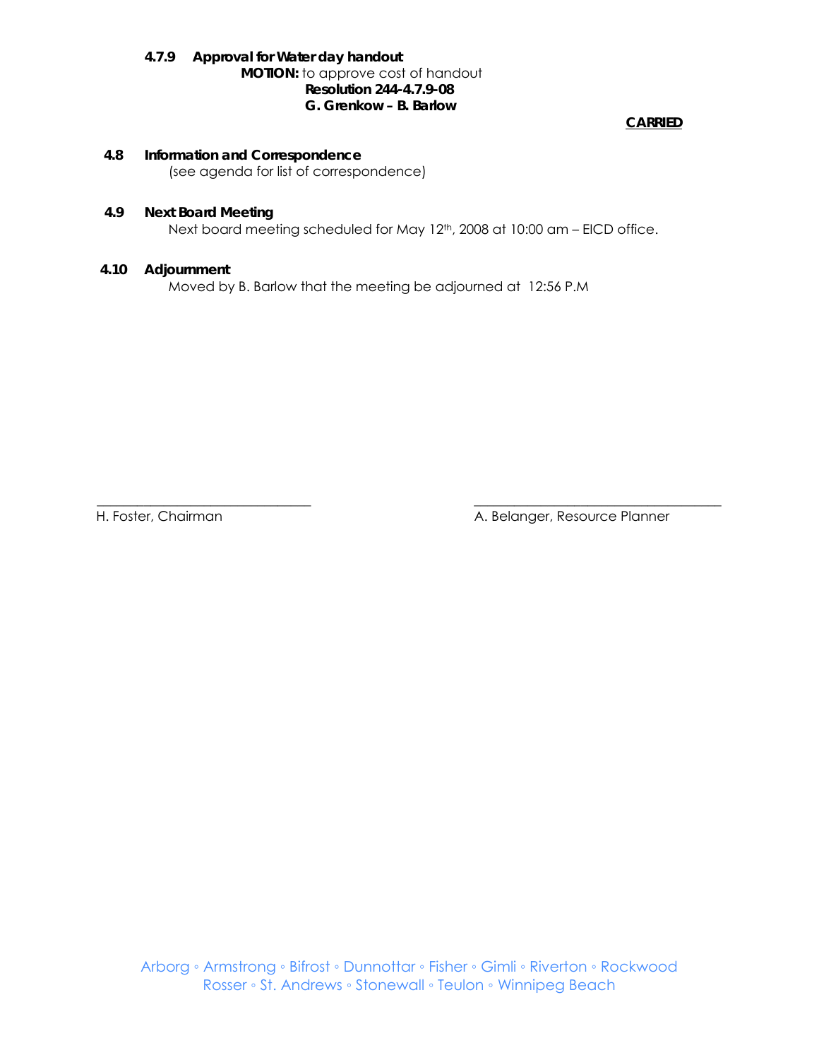**4.7.9 Approval for Water day handout**

**MOTION:** to approve cost of handout

**Resolution 244-4.7.9-08**

**G. Grenkow – B. Barlow**

**CARRIED**

**4.8 Information and Correspondence**

(see agenda for list of correspondence)

**4.9 Next Board Meeting**

Next board meeting scheduled for May 12th, 2008 at 10:00 am – EICD office.

**4.10 Adjournment**

Moved by B. Barlow that the meeting be adjourned at 12:56 P.M

\_\_\_\_\_\_\_\_\_\_\_\_\_\_\_\_\_\_\_\_\_\_\_\_\_\_\_\_\_\_\_\_

H. Foster, Chairman

\_\_\_\_\_\_\_\_\_\_\_\_\_\_\_\_\_\_\_\_\_\_\_\_\_\_\_\_\_\_\_\_

A. Belanger, Resource Planner

Arborg ◦ Armstrong ◦ Bifrost ◦ Dunnottar ◦ Fisher ◦ Gimli ◦ Riverton ◦ Rockwood
Rosser ◦ St. Andrews ◦ Stonewall ◦ Teulon ◦ Winnipeg Beach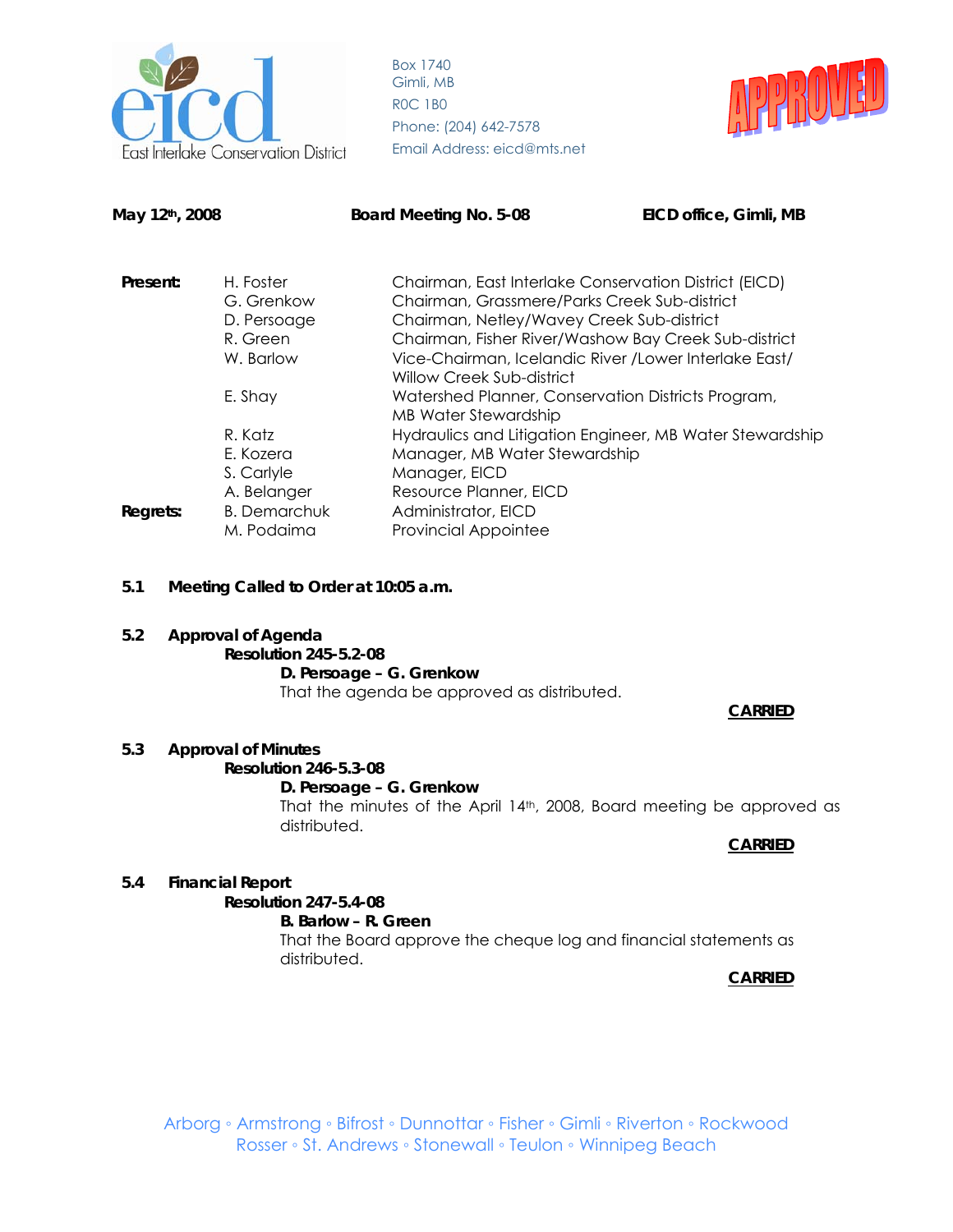East Interlake Conservation District

Box 1740
Gimli, MB
R0C 1B0
Phone: (204) 642-7578
Email Address: eicd@mts.net

APPROVED

**May 12th, 2008** **Board Meeting No. 5-08** **EICD office, Gimli, MB**

| | | |
|---|---|---|
| **Present:** | H. Foster | Chairman, East Interlake Conservation District (EICD) |
| | G. Grenkow | Chairman, Grassmere/Parks Creek Sub-district |
| | D. Persoage | Chairman, Netley/Wavey Creek Sub-district |
| | R. Green | Chairman, Fisher River/Washow Bay Creek Sub-district |
| | W. Barlow | Vice-Chairman, Icelandic River /Lower Interlake East/ Willow Creek Sub-district |
| | E. Shay | Watershed Planner, Conservation Districts Program, MB Water Stewardship |
| | R. Katz | Hydraulics and Litigation Engineer, MB Water Stewardship |
| | E. Kozera | Manager, MB Water Stewardship |
| | S. Carlyle | Manager, EICD |
| | A. Belanger | Resource Planner, EICD |
| **Regrets:** | B. Demarchuk | Administrator, EICD |
| | M. Podaima | Provincial Appointee |

**5.1 Meeting Called to Order at 10:05 a.m.**

**5.2 Approval of Agenda**

**Resolution 245-5.2-08**

**D. Persoage – G. Grenkow**

That the agenda be approved as distributed.

**CARRIED**

**5.3 Approval of Minutes**

**Resolution 246-5.3-08**

**D. Persoage – G. Grenkow**

That the minutes of the April 14th, 2008, Board meeting be approved as distributed.

**CARRIED**

**5.4 Financial Report**

**Resolution 247-5.4-08**

**B. Barlow – R. Green**

That the Board approve the cheque log and financial statements as distributed.

**CARRIED**

Arborg ◦ Armstrong ◦ Bifrost ◦ Dunnottar ◦ Fisher ◦ Gimli ◦ Riverton ◦ Rockwood
Rosser ◦ St. Andrews ◦ Stonewall ◦ Teulon ◦ Winnipeg Beach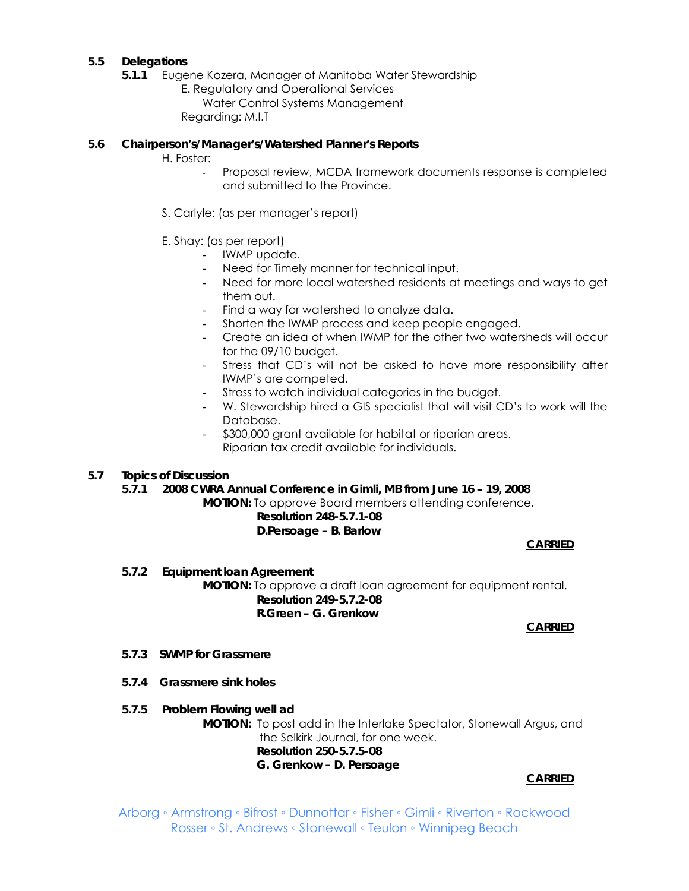**5.5 Delegations**

**5.1.1** Eugene Kozera, Manager of Manitoba Water Stewardship
E. Regulatory and Operational Services
Water Control Systems Management
Regarding: M.I.T

**5.6 Chairperson's/Manager's/Watershed Planner's Reports**

H. Foster:

- Proposal review, MCDA framework documents response is completed and submitted to the Province.

S. Carlyle: (as per manager's report)

E. Shay: (as per report)

- IWMP update.
- Need for Timely manner for technical input.
- Need for more local watershed residents at meetings and ways to get them out.
- Find a way for watershed to analyze data.
- Shorten the IWMP process and keep people engaged.
- Create an idea of when IWMP for the other two watersheds will occur for the 09/10 budget.
- Stress that CD's will not be asked to have more responsibility after IWMP's are competed.
- Stress to watch individual categories in the budget.
- W. Stewardship hired a GIS specialist that will visit CD's to work will the Database.
- $300,000 grant available for habitat or riparian areas.
  Riparian tax credit available for individuals.

**5.7 Topics of Discussion**

**5.7.1 2008 CWRA Annual Conference in Gimli, MB from June 16 – 19, 2008**

**MOTION:** To approve Board members attending conference.
**Resolution 248-5.7.1-08**
**D.Persoage – B. Barlow**

**CARRIED**

**5.7.2 Equipment loan Agreement**

**MOTION:** To approve a draft loan agreement for equipment rental.
**Resolution 249-5.7.2-08**
**R.Green – G. Grenkow**

**CARRIED**

**5.7.3 SWMP for Grassmere**

**5.7.4 Grassmere sink holes**

**5.7.5 Problem Flowing well ad**

**MOTION:** To post add in the Interlake Spectator, Stonewall Argus, and the Selkirk Journal, for one week.
**Resolution 250-5.7.5-08**
**G. Grenkow – D. Persoage**

**CARRIED**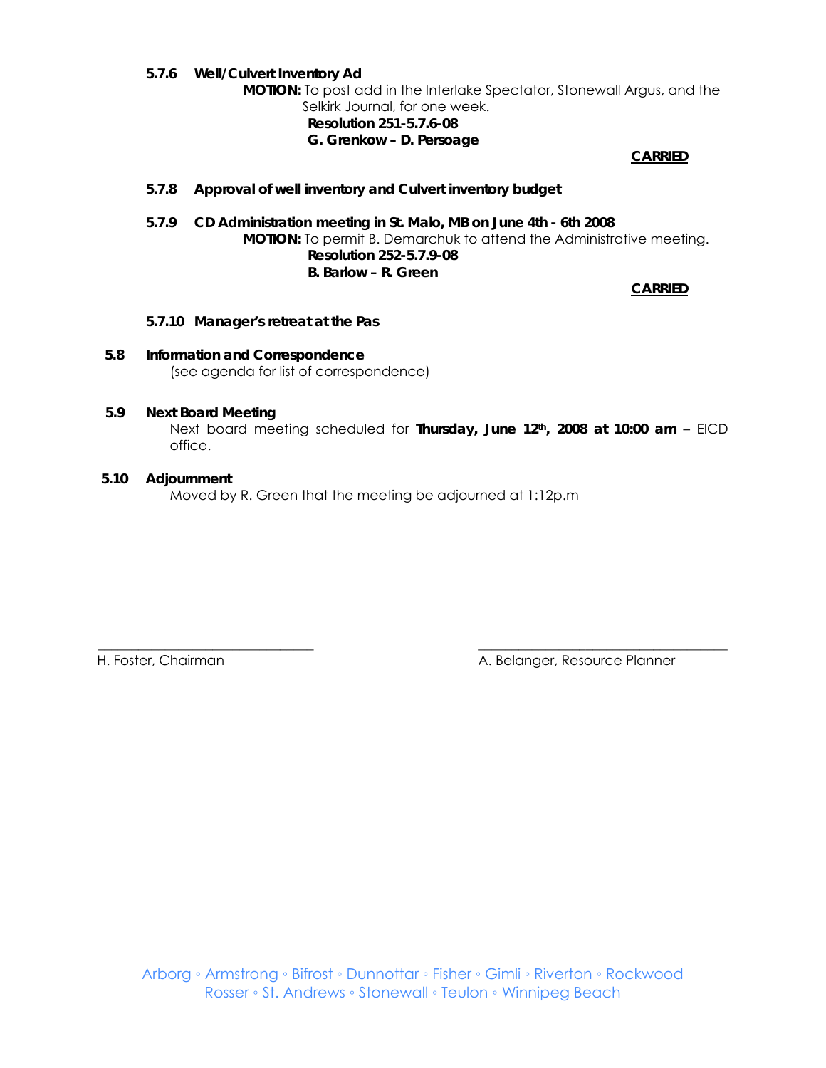**5.7.6 Well/Culvert Inventory Ad**

**MOTION:** To post add in the Interlake Spectator, Stonewall Argus, and the Selkirk Journal, for one week.

**Resolution 251-5.7.6-08**
**G. Grenkow – D. Persoage**

**CARRIED**

**5.7.8 Approval of well inventory and Culvert inventory budget**

**5.7.9 CD Administration meeting in St. Malo, MB on June 4th - 6th 2008**

**MOTION:** To permit B. Demarchuk to attend the Administrative meeting.

**Resolution 252-5.7.9-08**
**B. Barlow – R. Green**

**CARRIED**

**5.7.10 Manager's retreat at the Pas**

**5.8 Information and Correspondence**

(see agenda for list of correspondence)

**5.9 Next Board Meeting**

Next board meeting scheduled for **Thursday, June 12th, 2008 at 10:00 am** – EICD office.

**5.10 Adjournment**

Moved by R. Green that the meeting be adjourned at 1:12p.m

H. Foster, Chairman

A. Belanger, Resource Planner

Arborg ◦ Armstrong ◦ Bifrost ◦ Dunnottar ◦ Fisher ◦ Gimli ◦ Riverton ◦ Rockwood
Rosser ◦ St. Andrews ◦ Stonewall ◦ Teulon ◦ Winnipeg Beach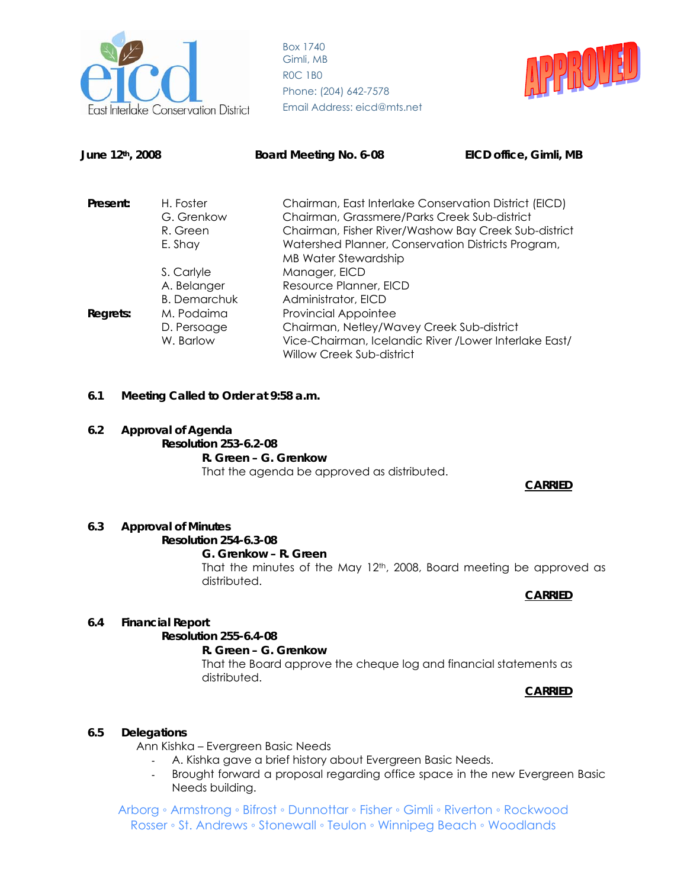East Interlake Conservation District

Box 1740
Gimli, MB
R0C 1B0
Phone: (204) 642-7578
Email Address: eicd@mts.net

APPROVED

**June 12th, 2008** **Board Meeting No. 6-08** **EICD office, Gimli, MB**

| | | |
|---|---|---|
| **Present:** | H. Foster | Chairman, East Interlake Conservation District (EICD) |
| | G. Grenkow | Chairman, Grassmere/Parks Creek Sub-district |
| | R. Green | Chairman, Fisher River/Washow Bay Creek Sub-district |
| | E. Shay | Watershed Planner, Conservation Districts Program, MB Water Stewardship |
| | S. Carlyle | Manager, EICD |
| | A. Belanger | Resource Planner, EICD |
| | B. Demarchuk | Administrator, EICD |
| **Regrets:** | M. Podaima | Provincial Appointee |
| | D. Persoage | Chairman, Netley/Wavey Creek Sub-district |
| | W. Barlow | Vice-Chairman, Icelandic River /Lower Interlake East/ Willow Creek Sub-district |

**6.1 Meeting Called to Order at 9:58 a.m.**

**6.2 Approval of Agenda**

**Resolution 253-6.2-08**

**R. Green – G. Grenkow**

That the agenda be approved as distributed.

**CARRIED**

**6.3 Approval of Minutes**

**Resolution 254-6.3-08**

**G. Grenkow – R. Green**

That the minutes of the May 12th, 2008, Board meeting be approved as distributed.

**CARRIED**

**6.4 Financial Report**

**Resolution 255-6.4-08**

**R. Green – G. Grenkow**

That the Board approve the cheque log and financial statements as distributed.

**CARRIED**

**6.5 Delegations**

Ann Kishka – Evergreen Basic Needs

- A. Kishka gave a brief history about Evergreen Basic Needs.
- Brought forward a proposal regarding office space in the new Evergreen Basic Needs building.

Arborg ◦ Armstrong ◦ Bifrost ◦ Dunnottar ◦ Fisher ◦ Gimli ◦ Riverton ◦ Rockwood
Rosser ◦ St. Andrews ◦ Stonewall ◦ Teulon ◦ Winnipeg Beach ◦ Woodlands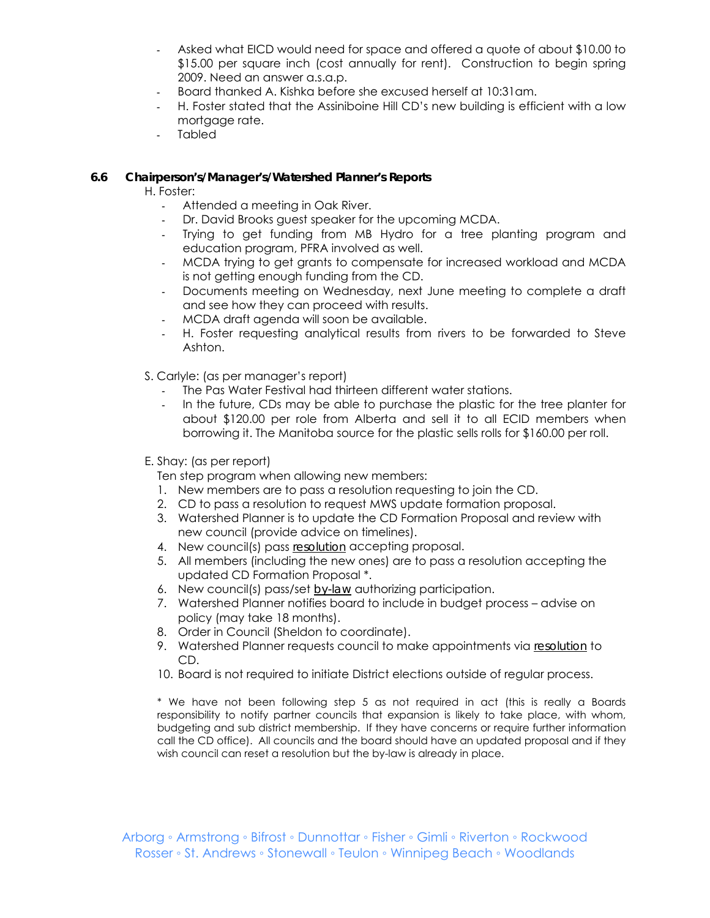- Asked what EICD would need for space and offered a quote of about $10.00 to $15.00 per square inch (cost annually for rent). Construction to begin spring 2009. Need an answer a.s.a.p.
- Board thanked A. Kishka before she excused herself at 10:31am.
- H. Foster stated that the Assiniboine Hill CD's new building is efficient with a low mortgage rate.
- Tabled

### 6.6 Chairperson's/Manager's/Watershed Planner's Reports

H. Foster:

- Attended a meeting in Oak River.
- Dr. David Brooks guest speaker for the upcoming MCDA.
- Trying to get funding from MB Hydro for a tree planting program and education program, PFRA involved as well.
- MCDA trying to get grants to compensate for increased workload and MCDA is not getting enough funding from the CD.
- Documents meeting on Wednesday, next June meeting to complete a draft and see how they can proceed with results.
- MCDA draft agenda will soon be available.
- H. Foster requesting analytical results from rivers to be forwarded to Steve Ashton.

S. Carlyle: (as per manager's report)

- The Pas Water Festival had thirteen different water stations.
- In the future, CDs may be able to purchase the plastic for the tree planter for about $120.00 per role from Alberta and sell it to all ECID members when borrowing it. The Manitoba source for the plastic sells rolls for $160.00 per roll.

E. Shay: (as per report)

Ten step program when allowing new members:

1. New members are to pass a resolution requesting to join the CD.
2. CD to pass a resolution to request MWS update formation proposal.
3. Watershed Planner is to update the CD Formation Proposal and review with new council (provide advice on timelines).
4. New council(s) pass <u>resolution</u> accepting proposal.
5. All members (including the new ones) are to pass a resolution accepting the updated CD Formation Proposal *.
6. New council(s) pass/set <u>by-law</u> authorizing participation.
7. Watershed Planner notifies board to include in budget process – advise on policy (may take 18 months).
8. Order in Council (Sheldon to coordinate).
9. Watershed Planner requests council to make appointments via <u>resolution</u> to CD.
10. Board is not required to initiate District elections outside of regular process.

\* We have not been following step 5 as not required in act (this is really a Boards responsibility to notify partner councils that expansion is likely to take place, with whom, budgeting and sub district membership. If they have concerns or require further information call the CD office). All councils and the board should have an updated proposal and if they wish council can reset a resolution but the by-law is already in place.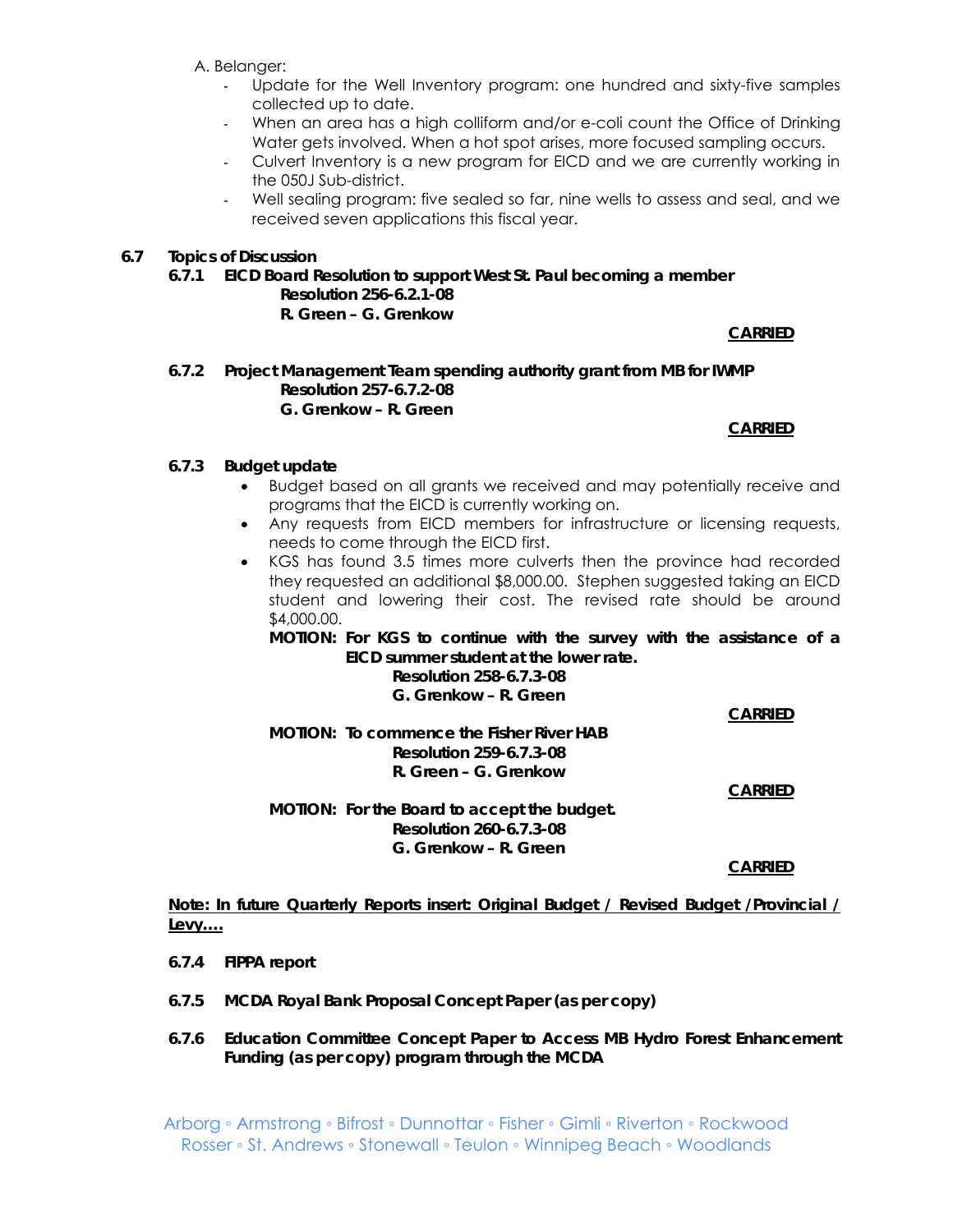A. Belanger:

- Update for the Well Inventory program: one hundred and sixty-five samples collected up to date.
- When an area has a high colliform and/or e-coli count the Office of Drinking Water gets involved. When a hot spot arises, more focused sampling occurs.
- Culvert Inventory is a new program for EICD and we are currently working in the 050J Sub-district.
- Well sealing program: five sealed so far, nine wells to assess and seal, and we received seven applications this fiscal year.

**6.7 Topics of Discussion**

**6.7.1 EICD Board Resolution to support West St. Paul becoming a member**
**Resolution 256-6.2.1-08**
**R. Green – G. Grenkow**

**CARRIED**

**6.7.2 Project Management Team spending authority grant from MB for IWMP**
**Resolution 257-6.7.2-08**
**G. Grenkow – R. Green**

**CARRIED**

**6.7.3 Budget update**

- Budget based on all grants we received and may potentially receive and programs that the EICD is currently working on.
- Any requests from EICD members for infrastructure or licensing requests, needs to come through the EICD first.
- KGS has found 3.5 times more culverts then the province had recorded they requested an additional $8,000.00. Stephen suggested taking an EICD student and lowering their cost. The revised rate should be around $4,000.00.

**MOTION: For KGS to continue with the survey with the assistance of a EICD summer student at the lower rate.**
**Resolution 258-6.7.3-08**
**G. Grenkow – R. Green**

**CARRIED**

**MOTION: To commence the Fisher River HAB**
**Resolution 259-6.7.3-08**
**R. Green – G. Grenkow**

**CARRIED**

**MOTION: For the Board to accept the budget.**
**Resolution 260-6.7.3-08**
**G. Grenkow – R. Green**

**CARRIED**

**Note: In future Quarterly Reports insert: Original Budget / Revised Budget /Provincial / Levy….**

**6.7.4 FIPPA report**

**6.7.5 MCDA Royal Bank Proposal Concept Paper (as per copy)**

**6.7.6 Education Committee Concept Paper to Access MB Hydro Forest Enhancement Funding (as per copy) program through the MCDA**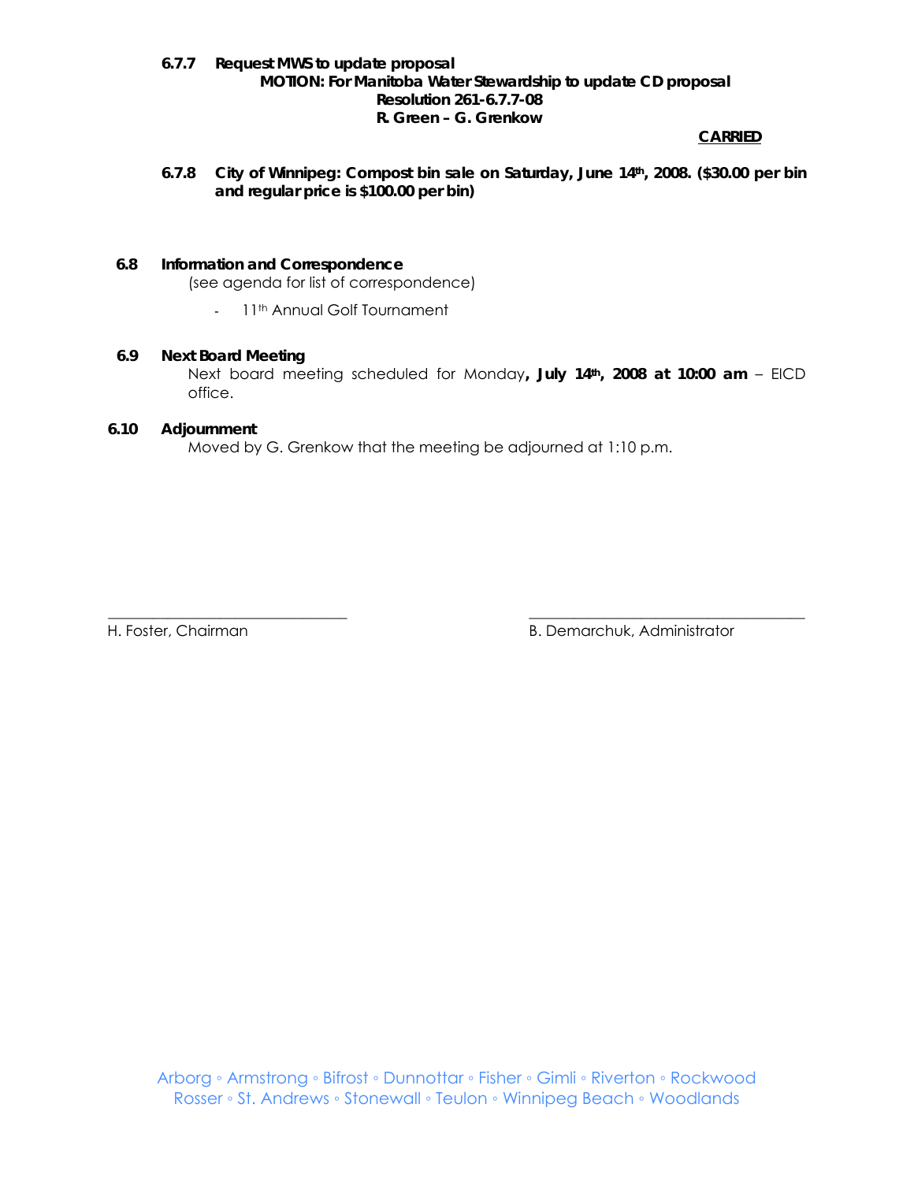**6.7.7 Request MWS to update proposal**

**MOTION: For Manitoba Water Stewardship to update CD proposal**
**Resolution 261-6.7.7-08**
**R. Green – G. Grenkow**

**CARRIED**

**6.7.8 City of Winnipeg: Compost bin sale on Saturday, June 14th, 2008. ($30.00 per bin and regular price is $100.00 per bin)**

**6.8 Information and Correspondence**

(see agenda for list of correspondence)

- 11th Annual Golf Tournament

**6.9 Next Board Meeting**

Next board meeting scheduled for Monday**, July 14th, 2008 at 10:00 am** – EICD office.

**6.10 Adjournment**

Moved by G. Grenkow that the meeting be adjourned at 1:10 p.m.

______________________________ ______________________________

H. Foster, Chairman B. Demarchuk, Administrator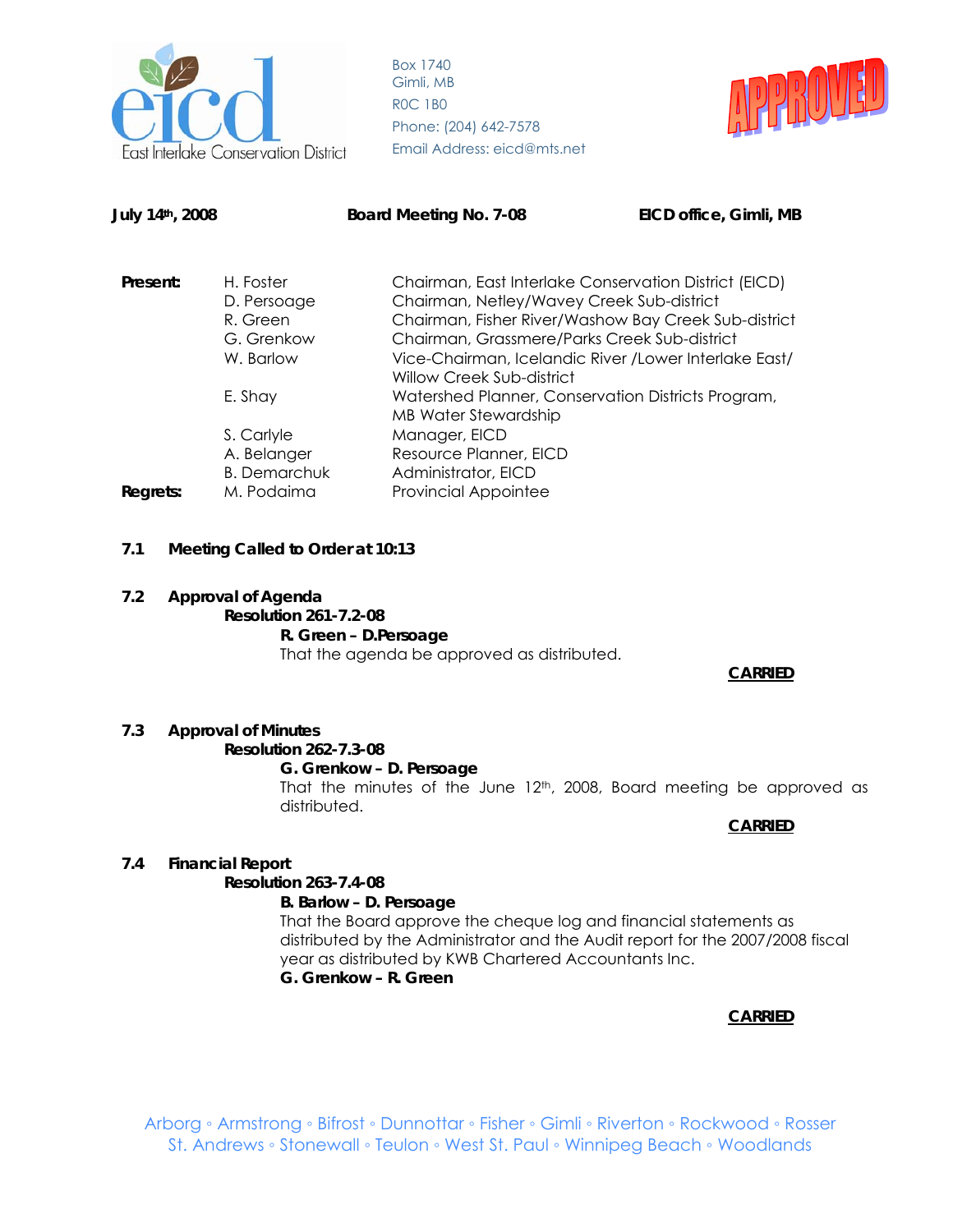East Interlake Conservation District

Box 1740
Gimli, MB
R0C 1B0
Phone: (204) 642-7578
Email Address: eicd@mts.net

APPROVED

**July 14th, 2008** **Board Meeting No. 7-08** **EICD office, Gimli, MB**

| | | |
|---|---|---|
| **Present:** | H. Foster | Chairman, East Interlake Conservation District (EICD) |
| | D. Persoage | Chairman, Netley/Wavey Creek Sub-district |
| | R. Green | Chairman, Fisher River/Washow Bay Creek Sub-district |
| | G. Grenkow | Chairman, Grassmere/Parks Creek Sub-district |
| | W. Barlow | Vice-Chairman, Icelandic River /Lower Interlake East/ Willow Creek Sub-district |
| | E. Shay | Watershed Planner, Conservation Districts Program, MB Water Stewardship |
| | S. Carlyle | Manager, EICD |
| | A. Belanger | Resource Planner, EICD |
| | B. Demarchuk | Administrator, EICD |
| **Regrets:** | M. Podaima | Provincial Appointee |

**7.1 Meeting Called to Order at 10:13**

**7.2 Approval of Agenda**

**Resolution 261-7.2-08**

**R. Green – D.Persoage**

That the agenda be approved as distributed.

**CARRIED**

**7.3 Approval of Minutes**

**Resolution 262-7.3-08**

**G. Grenkow – D. Persoage**

That the minutes of the June 12th, 2008, Board meeting be approved as distributed.

**CARRIED**

**7.4 Financial Report**

**Resolution 263-7.4-08**

**B. Barlow – D. Persoage**

That the Board approve the cheque log and financial statements as distributed by the Administrator and the Audit report for the 2007/2008 fiscal year as distributed by KWB Chartered Accountants Inc.

**G. Grenkow – R. Green**

**CARRIED**

Arborg ◦ Armstrong ◦ Bifrost ◦ Dunnottar ◦ Fisher ◦ Gimli ◦ Riverton ◦ Rockwood ◦ Rosser
St. Andrews ◦ Stonewall ◦ Teulon ◦ West St. Paul ◦ Winnipeg Beach ◦ Woodlands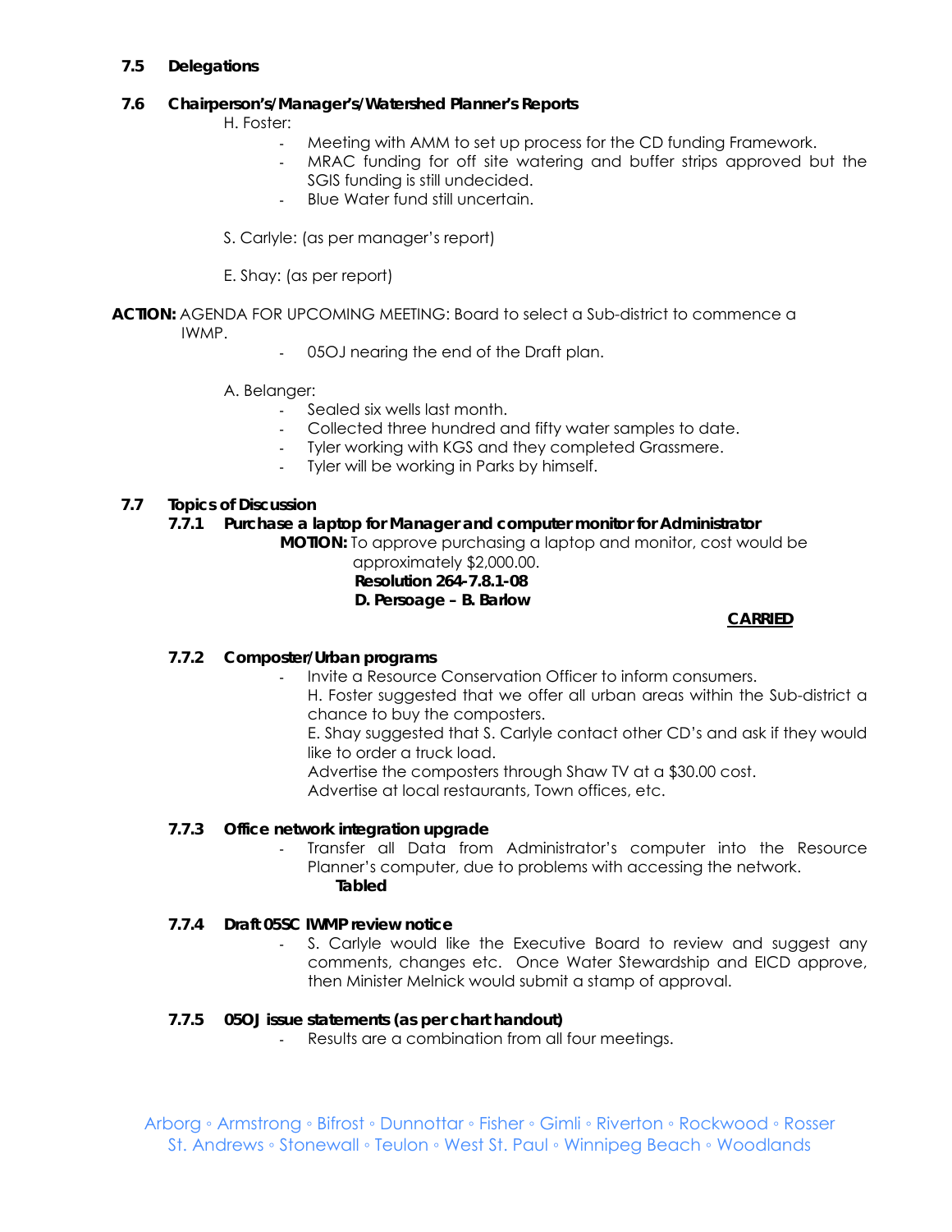**7.5 Delegations**

**7.6 Chairperson's/Manager's/Watershed Planner's Reports**

H. Foster:

- Meeting with AMM to set up process for the CD funding Framework.
- MRAC funding for off site watering and buffer strips approved but the SGIS funding is still undecided.
- Blue Water fund still uncertain.

S. Carlyle: (as per manager's report)

E. Shay: (as per report)

**ACTION:** AGENDA FOR UPCOMING MEETING: Board to select a Sub-district to commence a IWMP.

- 05OJ nearing the end of the Draft plan.

A. Belanger:

- Sealed six wells last month.
- Collected three hundred and fifty water samples to date.
- Tyler working with KGS and they completed Grassmere.
- Tyler will be working in Parks by himself.

**7.7 Topics of Discussion**

**7.7.1 Purchase a laptop for Manager and computer monitor for Administrator**

**MOTION:** To approve purchasing a laptop and monitor, cost would be approximately $2,000.00.
**Resolution 264-7.8.1-08**
**D. Persoage – B. Barlow**

**CARRIED**

**7.7.2 Composter/Urban programs**

- Invite a Resource Conservation Officer to inform consumers.
  H. Foster suggested that we offer all urban areas within the Sub-district a chance to buy the composters.
  E. Shay suggested that S. Carlyle contact other CD's and ask if they would like to order a truck load.
  Advertise the composters through Shaw TV at a $30.00 cost.
  Advertise at local restaurants, Town offices, etc.

**7.7.3 Office network integration upgrade**

- Transfer all Data from Administrator's computer into the Resource Planner's computer, due to problems with accessing the network.
  **Tabled**

**7.7.4 Draft 05SC IWMP review notice**

- S. Carlyle would like the Executive Board to review and suggest any comments, changes etc. Once Water Stewardship and EICD approve, then Minister Melnick would submit a stamp of approval.

**7.7.5 05OJ issue statements (as per chart handout)**

- Results are a combination from all four meetings.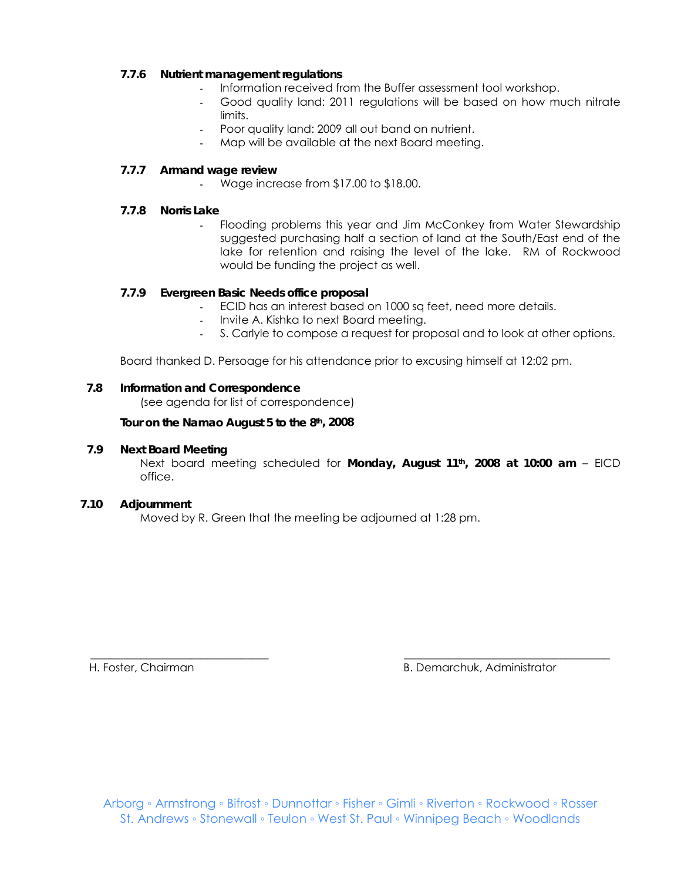#### 7.7.6 Nutrient management regulations

- Information received from the Buffer assessment tool workshop.
- Good quality land: 2011 regulations will be based on how much nitrate limits.
- Poor quality land: 2009 all out band on nutrient.
- Map will be available at the next Board meeting.

#### 7.7.7 Armand wage review

- Wage increase from $17.00 to $18.00.

#### 7.7.8 Norris Lake

- Flooding problems this year and Jim McConkey from Water Stewardship suggested purchasing half a section of land at the South/East end of the lake for retention and raising the level of the lake. RM of Rockwood would be funding the project as well.

#### 7.7.9 Evergreen Basic Needs office proposal

- ECID has an interest based on 1000 sq feet, need more details.
- Invite A. Kishka to next Board meeting.
- S. Carlyle to compose a request for proposal and to look at other options.

Board thanked D. Persoage for his attendance prior to excusing himself at 12:02 pm.

### 7.8 Information and Correspondence

(see agenda for list of correspondence)

**Tour on the Namao August 5 to the 8th, 2008**

### 7.9 Next Board Meeting

Next board meeting scheduled for **Monday, August 11th, 2008 at 10:00 am** – EICD office.

### 7.10 Adjournment

Moved by R. Green that the meeting be adjourned at 1:28 pm.

\_\_\_\_\_\_\_\_\_\_\_\_\_\_\_\_\_\_\_\_\_\_\_\_\_\_\_\_\_\_
H. Foster, Chairman

\_\_\_\_\_\_\_\_\_\_\_\_\_\_\_\_\_\_\_\_\_\_\_\_\_\_\_\_\_\_
B. Demarchuk, Administrator

Arborg ◦ Armstrong ◦ Bifrost ◦ Dunnottar ◦ Fisher ◦ Gimli ◦ Riverton ◦ Rockwood ◦ Rosser
St. Andrews ◦ Stonewall ◦ Teulon ◦ West St. Paul ◦ Winnipeg Beach ◦ Woodlands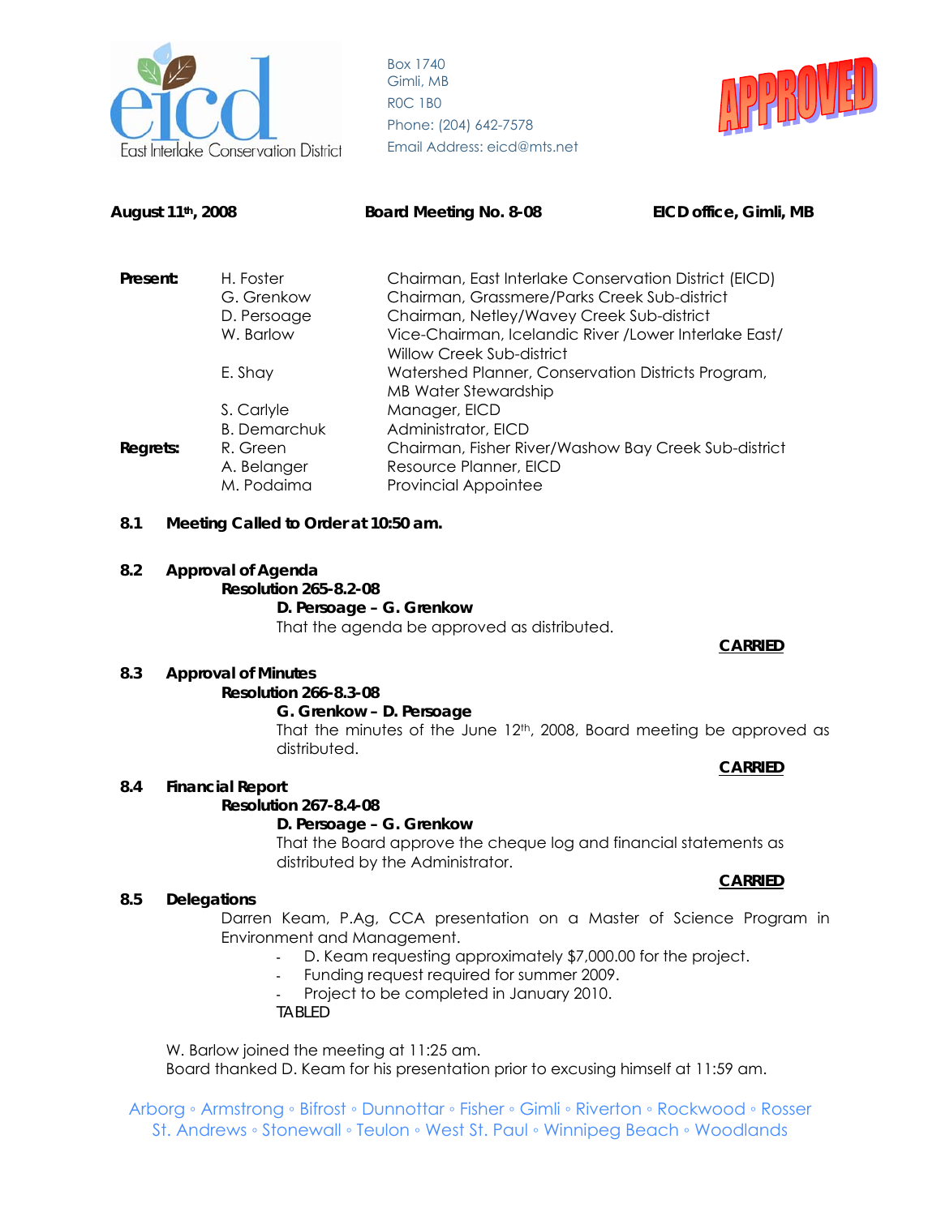Box 1740
Gimli, MB
R0C 1B0
Phone: (204) 642-7578
Email Address: eicd@mts.net

APPROVED

**August 11th, 2008** | **Board Meeting No. 8-08** | **EICD office, Gimli, MB**

| | | |
|---|---|---|
| **Present:** | H. Foster | Chairman, East Interlake Conservation District (EICD) |
| | G. Grenkow | Chairman, Grassmere/Parks Creek Sub-district |
| | D. Persoage | Chairman, Netley/Wavey Creek Sub-district |
| | W. Barlow | Vice-Chairman, Icelandic River /Lower Interlake East/ Willow Creek Sub-district |
| | E. Shay | Watershed Planner, Conservation Districts Program, MB Water Stewardship |
| | S. Carlyle | Manager, EICD |
| | B. Demarchuk | Administrator, EICD |
| **Regrets:** | R. Green | Chairman, Fisher River/Washow Bay Creek Sub-district |
| | A. Belanger | Resource Planner, EICD |
| | M. Podaima | Provincial Appointee |

**8.1 Meeting Called to Order at 10:50 am.**

**8.2 Approval of Agenda**

**Resolution 265-8.2-08**

**D. Persoage – G. Grenkow**

That the agenda be approved as distributed.

**CARRIED**

**8.3 Approval of Minutes**

**Resolution 266-8.3-08**

**G. Grenkow – D. Persoage**

That the minutes of the June 12th, 2008, Board meeting be approved as distributed.

**CARRIED**

**8.4 Financial Report**

**Resolution 267-8.4-08**

**D. Persoage – G. Grenkow**

That the Board approve the cheque log and financial statements as distributed by the Administrator.

**CARRIED**

**8.5 Delegations**

Darren Keam, P.Ag, CCA presentation on a Master of Science Program in Environment and Management.

- D. Keam requesting approximately $7,000.00 for the project.
- Funding request required for summer 2009.
- Project to be completed in January 2010.

TABLED

W. Barlow joined the meeting at 11:25 am.
Board thanked D. Keam for his presentation prior to excusing himself at 11:59 am.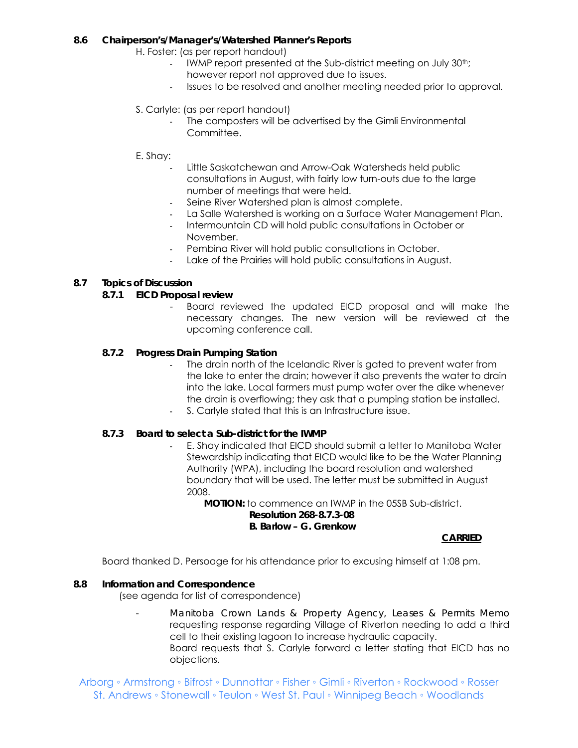**8.6 Chairperson's/Manager's/Watershed Planner's Reports**

H. Foster: (as per report handout)

- IWMP report presented at the Sub-district meeting on July 30th; however report not approved due to issues.
- Issues to be resolved and another meeting needed prior to approval.

S. Carlyle: (as per report handout)

- The composters will be advertised by the Gimli Environmental Committee.

E. Shay:

- Little Saskatchewan and Arrow-Oak Watersheds held public consultations in August, with fairly low turn-outs due to the large number of meetings that were held.
- Seine River Watershed plan is almost complete.
- La Salle Watershed is working on a Surface Water Management Plan.
- Intermountain CD will hold public consultations in October or November.
- Pembina River will hold public consultations in October.
- Lake of the Prairies will hold public consultations in August.

**8.7 Topics of Discussion**

**8.7.1 EICD Proposal review**

- Board reviewed the updated EICD proposal and will make the necessary changes. The new version will be reviewed at the upcoming conference call.

**8.7.2 Progress Drain Pumping Station**

- The drain north of the Icelandic River is gated to prevent water from the lake to enter the drain; however it also prevents the water to drain into the lake. Local farmers must pump water over the dike whenever the drain is overflowing; they ask that a pumping station be installed.
- S. Carlyle stated that this is an Infrastructure issue.

**8.7.3 Board to select a Sub-district for the IWMP**

- E. Shay indicated that EICD should submit a letter to Manitoba Water Stewardship indicating that EICD would like to be the Water Planning Authority (WPA), including the board resolution and watershed boundary that will be used. The letter must be submitted in August 2008.

**MOTION:** to commence an IWMP in the 05SB Sub-district.

**Resolution 268-8.7.3-08**
**B. Barlow – G. Grenkow**

**CARRIED**

Board thanked D. Persoage for his attendance prior to excusing himself at 1:08 pm.

**8.8 Information and Correspondence**

(see agenda for list of correspondence)

- Manitoba Crown Lands & Property Agency, Leases & Permits Memo requesting response regarding Village of Riverton needing to add a third cell to their existing lagoon to increase hydraulic capacity.
  Board requests that S. Carlyle forward a letter stating that EICD has no objections.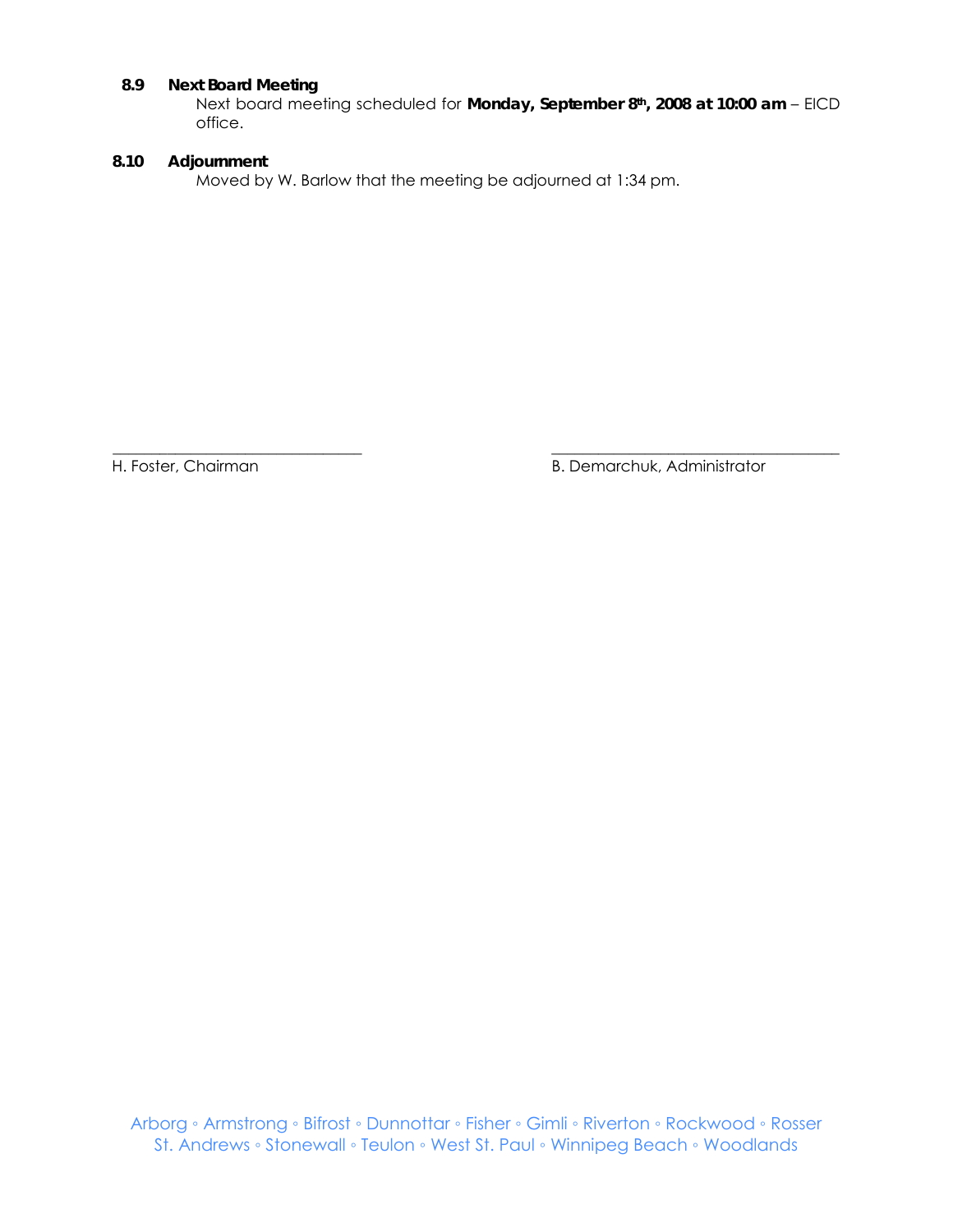### 8.9 Next Board Meeting

Next board meeting scheduled for **Monday, September 8th, 2008 at 10:00 am** – EICD office.

### 8.10 Adjournment

Moved by W. Barlow that the meeting be adjourned at 1:34 pm.

\_\_\_\_\_\_\_\_\_\_\_\_\_\_\_\_\_\_\_\_\_\_\_\_\_\_\_\_\_\_\_\_\_\_
H. Foster, Chairman

\_\_\_\_\_\_\_\_\_\_\_\_\_\_\_\_\_\_\_\_\_\_\_\_\_\_\_\_\_\_\_\_\_\_
B. Demarchuk, Administrator

Arborg ◦ Armstrong ◦ Bifrost ◦ Dunnottar ◦ Fisher ◦ Gimli ◦ Riverton ◦ Rockwood ◦ Rosser
St. Andrews ◦ Stonewall ◦ Teulon ◦ West St. Paul ◦ Winnipeg Beach ◦ Woodlands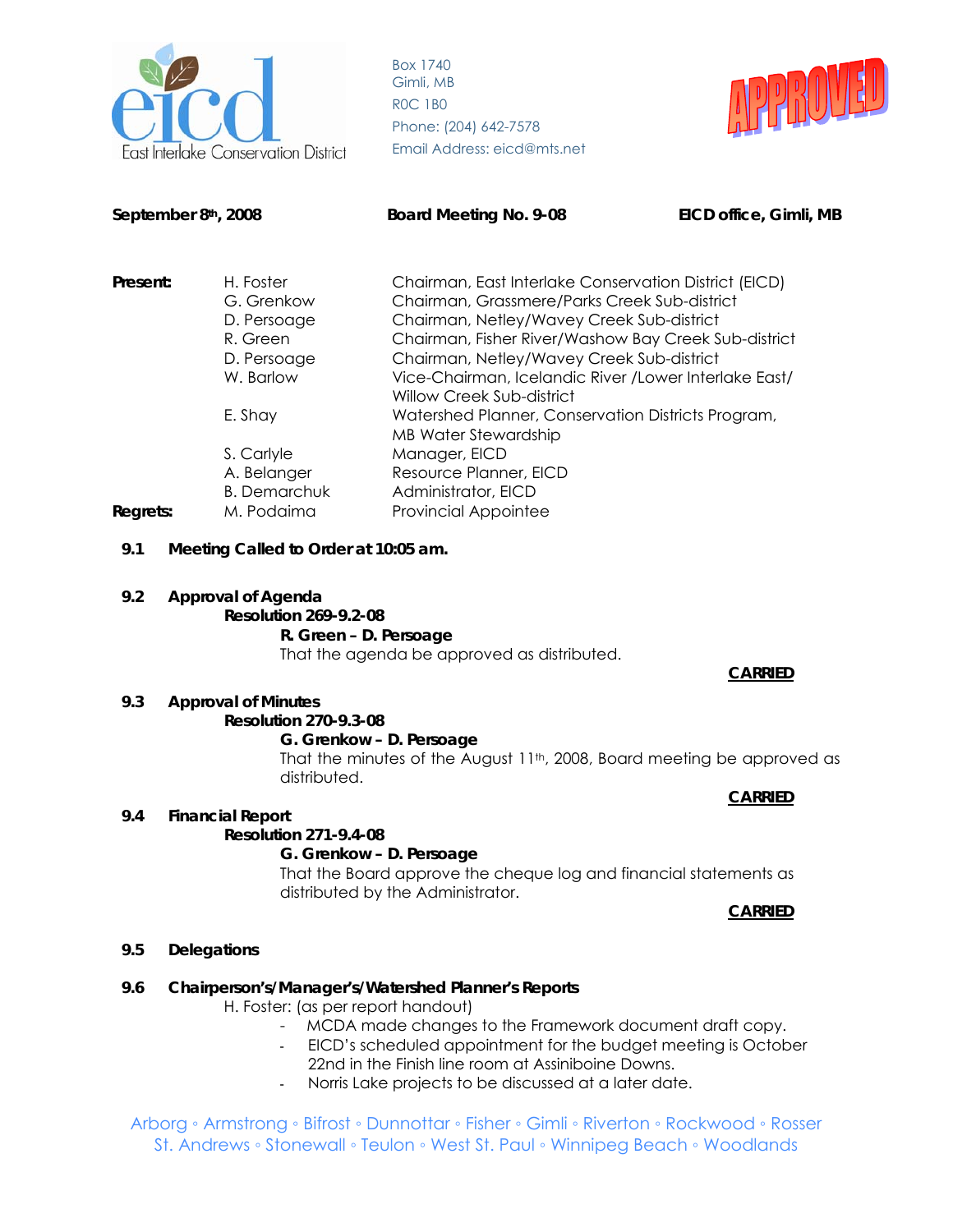Box 1740
Gimli, MB
R0C 1B0
Phone: (204) 642-7578
Email Address: eicd@mts.net

APPROVED

**September 8th, 2008** **Board Meeting No. 9-08** **EICD office, Gimli, MB**

| | | |
|---|---|---|
| **Present:** | H. Foster | Chairman, East Interlake Conservation District (EICD) |
| | G. Grenkow | Chairman, Grassmere/Parks Creek Sub-district |
| | D. Persoage | Chairman, Netley/Wavey Creek Sub-district |
| | R. Green | Chairman, Fisher River/Washow Bay Creek Sub-district |
| | D. Persoage | Chairman, Netley/Wavey Creek Sub-district |
| | W. Barlow | Vice-Chairman, Icelandic River /Lower Interlake East/ Willow Creek Sub-district |
| | E. Shay | Watershed Planner, Conservation Districts Program, MB Water Stewardship |
| | S. Carlyle | Manager, EICD |
| | A. Belanger | Resource Planner, EICD |
| | B. Demarchuk | Administrator, EICD |
| **Regrets:** | M. Podaima | Provincial Appointee |

**9.1 Meeting Called to Order at 10:05 am.**

**9.2 Approval of Agenda**

**Resolution 269-9.2-08**

**R. Green – D. Persoage**

That the agenda be approved as distributed.

**CARRIED**

**9.3 Approval of Minutes**

**Resolution 270-9.3-08**

**G. Grenkow – D. Persoage**

That the minutes of the August 11th, 2008, Board meeting be approved as distributed.

**CARRIED**

**9.4 Financial Report**

**Resolution 271-9.4-08**

**G. Grenkow – D. Persoage**

That the Board approve the cheque log and financial statements as distributed by the Administrator.

**CARRIED**

**9.5 Delegations**

**9.6 Chairperson's/Manager's/Watershed Planner's Reports**

H. Foster: (as per report handout)

- MCDA made changes to the Framework document draft copy.
- EICD's scheduled appointment for the budget meeting is October 22nd in the Finish line room at Assiniboine Downs.
- Norris Lake projects to be discussed at a later date.

Arborg ◦ Armstrong ◦ Bifrost ◦ Dunnottar ◦ Fisher ◦ Gimli ◦ Riverton ◦ Rockwood ◦ Rosser
St. Andrews ◦ Stonewall ◦ Teulon ◦ West St. Paul ◦ Winnipeg Beach ◦ Woodlands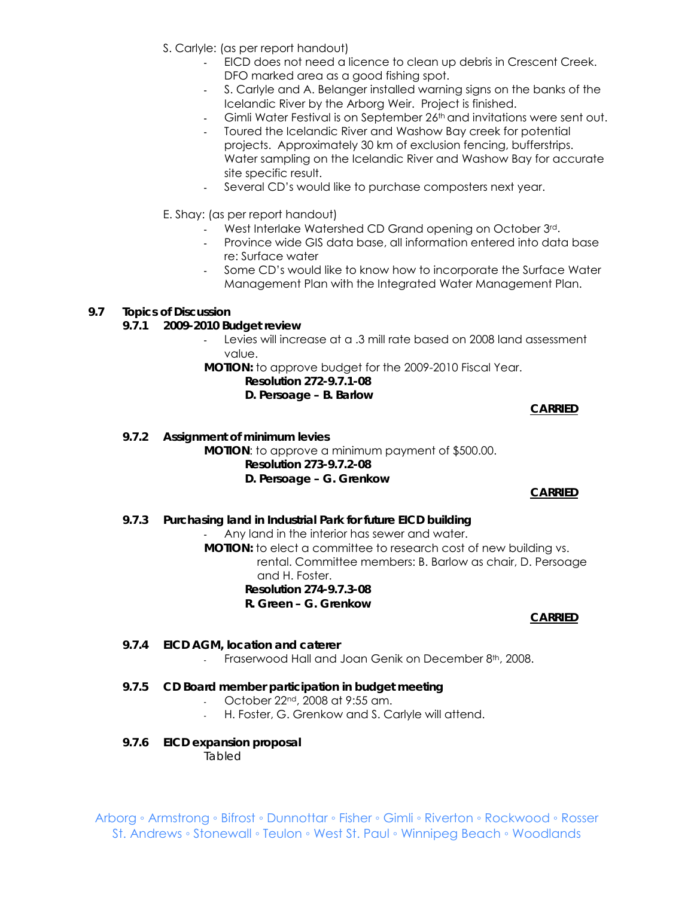S. Carlyle: (as per report handout)

- EICD does not need a licence to clean up debris in Crescent Creek. DFO marked area as a good fishing spot.
- S. Carlyle and A. Belanger installed warning signs on the banks of the Icelandic River by the Arborg Weir. Project is finished.
- Gimli Water Festival is on September 26th and invitations were sent out.
- Toured the Icelandic River and Washow Bay creek for potential projects. Approximately 30 km of exclusion fencing, bufferstrips. Water sampling on the Icelandic River and Washow Bay for accurate site specific result.
- Several CD's would like to purchase composters next year.

E. Shay: (as per report handout)

- West Interlake Watershed CD Grand opening on October 3rd.
- Province wide GIS data base, all information entered into data base re: Surface water
- Some CD's would like to know how to incorporate the Surface Water Management Plan with the Integrated Water Management Plan.

**9.7 Topics of Discussion**

**9.7.1 2009-2010 Budget review**

- Levies will increase at a .3 mill rate based on 2008 land assessment value.

**MOTION:** to approve budget for the 2009-2010 Fiscal Year.

**Resolution 272-9.7.1-08**
**D. Persoage – B. Barlow**

**CARRIED**

**9.7.2 Assignment of minimum levies**

**MOTION**: to approve a minimum payment of $500.00.

**Resolution 273-9.7.2-08**
**D. Persoage – G. Grenkow**

**CARRIED**

**9.7.3 Purchasing land in Industrial Park for future EICD building**

- Any land in the interior has sewer and water.

**MOTION:** to elect a committee to research cost of new building vs. rental. Committee members: B. Barlow as chair, D. Persoage and H. Foster.

**Resolution 274-9.7.3-08**
**R. Green – G. Grenkow**

**CARRIED**

**9.7.4 EICD AGM, location and caterer**

- Fraserwood Hall and Joan Genik on December 8th, 2008.

**9.7.5 CD Board member participation in budget meeting**

- October 22nd, 2008 at 9:55 am.
- H. Foster, G. Grenkow and S. Carlyle will attend.

**9.7.6 EICD expansion proposal**

Tabled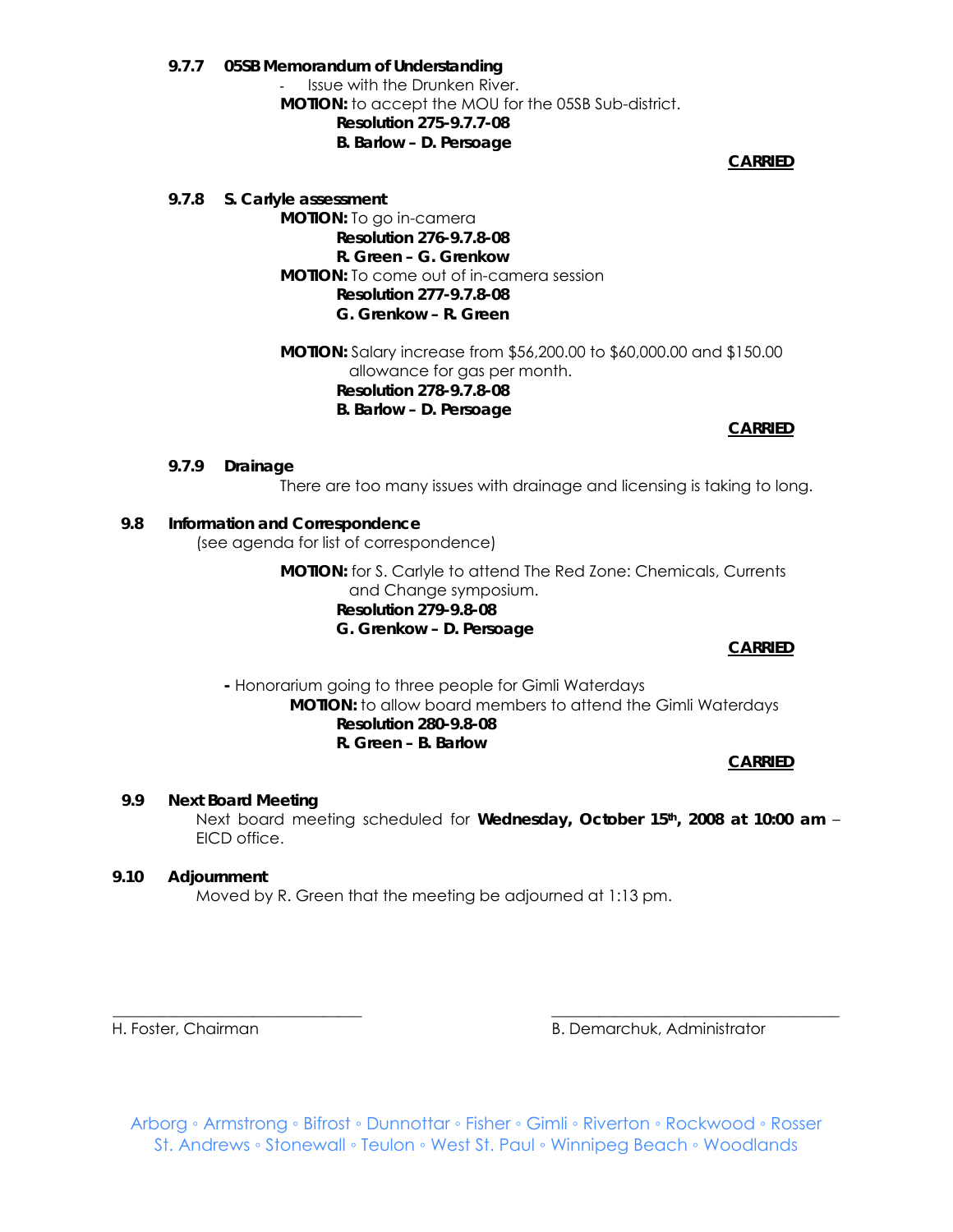**9.7.7 05SB Memorandum of Understanding**

- Issue with the Drunken River.

**MOTION:** to accept the MOU for the 05SB Sub-district.

**Resolution 275-9.7.7-08**
**B. Barlow – D. Persoage**

**CARRIED**

**9.7.8 S. Carlyle assessment**

**MOTION:** To go in-camera

**Resolution 276-9.7.8-08**
**R. Green – G. Grenkow**

**MOTION:** To come out of in-camera session

**Resolution 277-9.7.8-08**
**G. Grenkow – R. Green**

**MOTION:** Salary increase from $56,200.00 to $60,000.00 and $150.00 allowance for gas per month.

**Resolution 278-9.7.8-08**
**B. Barlow – D. Persoage**

**CARRIED**

**9.7.9 Drainage**

There are too many issues with drainage and licensing is taking to long.

**9.8 Information and Correspondence**

(see agenda for list of correspondence)

**MOTION:** for S. Carlyle to attend The Red Zone: Chemicals, Currents and Change symposium.

**Resolution 279-9.8-08**
**G. Grenkow – D. Persoage**

**CARRIED**

**-** Honorarium going to three people for Gimli Waterdays

**MOTION:** to allow board members to attend the Gimli Waterdays

**Resolution 280-9.8-08**
**R. Green – B. Barlow**

**CARRIED**

**9.9 Next Board Meeting**

Next board meeting scheduled for **Wednesday, October 15th, 2008 at 10:00 am** – EICD office.

**9.10 Adjournment**

Moved by R. Green that the meeting be adjourned at 1:13 pm.

\_\_\_\_\_\_\_\_\_\_\_\_\_\_\_\_\_\_\_\_\_\_\_\_\_\_\_\_\_\_
H. Foster, Chairman

\_\_\_\_\_\_\_\_\_\_\_\_\_\_\_\_\_\_\_\_\_\_\_\_\_\_\_\_\_\_
B. Demarchuk, Administrator

Arborg ◦ Armstrong ◦ Bifrost ◦ Dunnottar ◦ Fisher ◦ Gimli ◦ Riverton ◦ Rockwood ◦ Rosser
St. Andrews ◦ Stonewall ◦ Teulon ◦ West St. Paul ◦ Winnipeg Beach ◦ Woodlands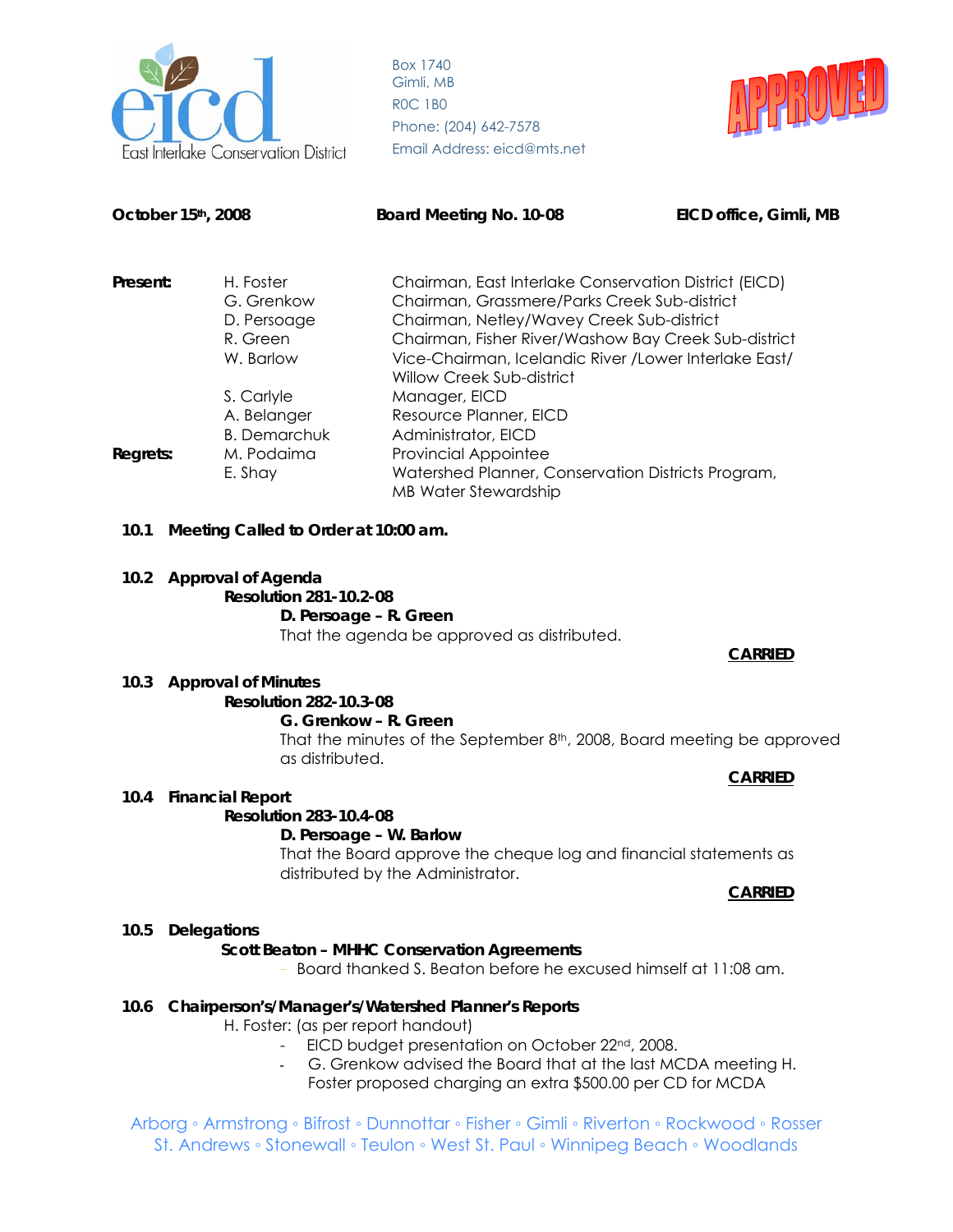Box 1740
Gimli, MB
R0C 1B0
Phone: (204) 642-7578
Email Address: eicd@mts.net

APPROVED

**October 15th, 2008** **Board Meeting No. 10-08** **EICD office, Gimli, MB**

| | | |
|---|---|---|
| **Present:** | H. Foster | Chairman, East Interlake Conservation District (EICD) |
| | G. Grenkow | Chairman, Grassmere/Parks Creek Sub-district |
| | D. Persoage | Chairman, Netley/Wavey Creek Sub-district |
| | R. Green | Chairman, Fisher River/Washow Bay Creek Sub-district |
| | W. Barlow | Vice-Chairman, Icelandic River /Lower Interlake East/ Willow Creek Sub-district |
| | S. Carlyle | Manager, EICD |
| | A. Belanger | Resource Planner, EICD |
| | B. Demarchuk | Administrator, EICD |
| **Regrets:** | M. Podaima | Provincial Appointee |
| | E. Shay | Watershed Planner, Conservation Districts Program, MB Water Stewardship |

**10.1 Meeting Called to Order at 10:00 am.**

**10.2 Approval of Agenda**

**Resolution 281-10.2-08**

**D. Persoage – R. Green**

That the agenda be approved as distributed.

**CARRIED**

**10.3 Approval of Minutes**

**Resolution 282-10.3-08**

**G. Grenkow – R. Green**

That the minutes of the September 8th, 2008, Board meeting be approved as distributed.

**CARRIED**

**10.4 Financial Report**

**Resolution 283-10.4-08**

**D. Persoage – W. Barlow**

That the Board approve the cheque log and financial statements as distributed by the Administrator.

**CARRIED**

**10.5 Delegations**

**Scott Beaton – MHHC Conservation Agreements**

- Board thanked S. Beaton before he excused himself at 11:08 am.

**10.6 Chairperson's/Manager's/Watershed Planner's Reports**

H. Foster: (as per report handout)

- EICD budget presentation on October 22nd, 2008.
- G. Grenkow advised the Board that at the last MCDA meeting H. Foster proposed charging an extra $500.00 per CD for MCDA

Arborg ◦ Armstrong ◦ Bifrost ◦ Dunnottar ◦ Fisher ◦ Gimli ◦ Riverton ◦ Rockwood ◦ Rosser
St. Andrews ◦ Stonewall ◦ Teulon ◦ West St. Paul ◦ Winnipeg Beach ◦ Woodlands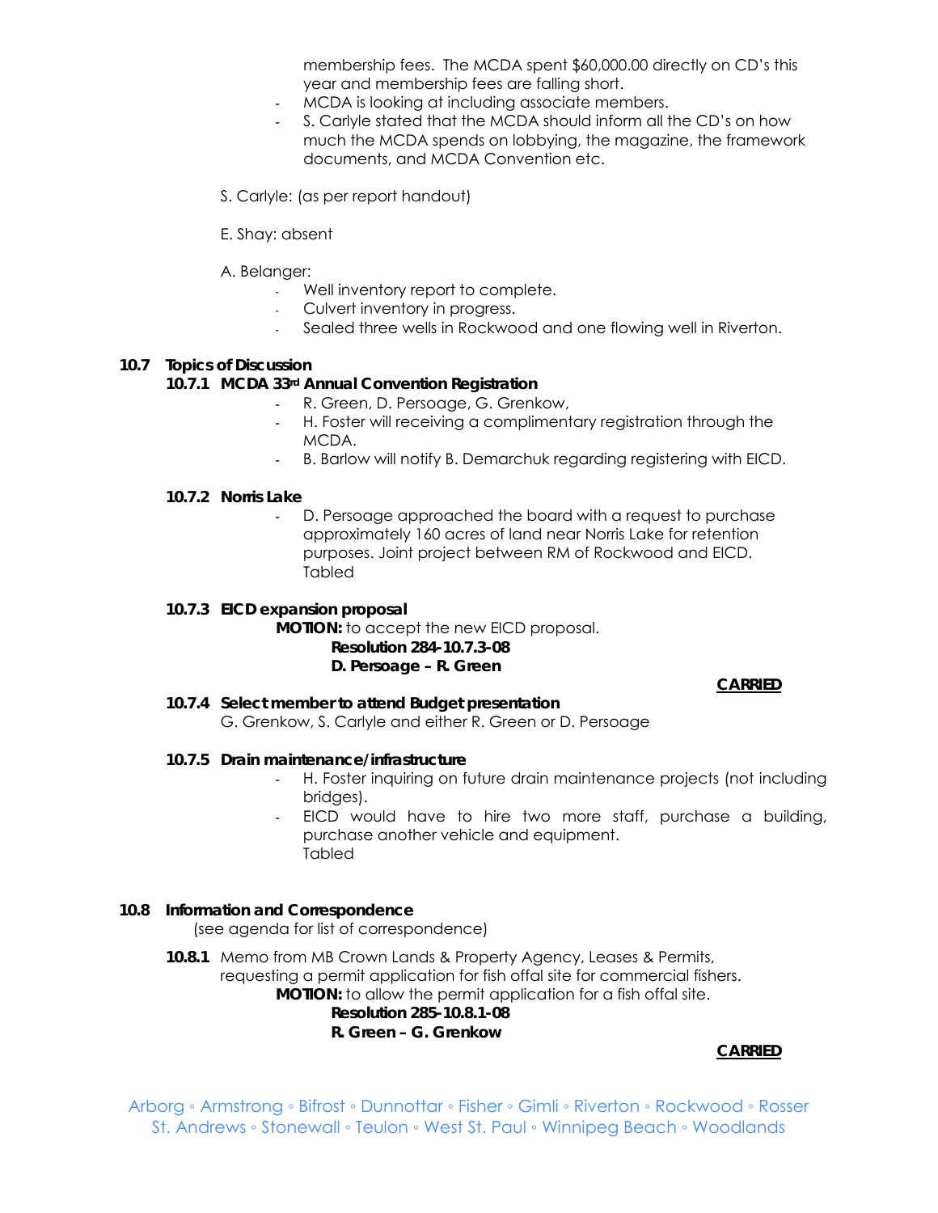membership fees. The MCDA spent $60,000.00 directly on CD's this year and membership fees are falling short.

- MCDA is looking at including associate members.
- S. Carlyle stated that the MCDA should inform all the CD's on how much the MCDA spends on lobbying, the magazine, the framework documents, and MCDA Convention etc.

S. Carlyle: (as per report handout)

E. Shay: absent

A. Belanger:

- Well inventory report to complete.
- Culvert inventory in progress.
- Sealed three wells in Rockwood and one flowing well in Riverton.

**10.7 Topics of Discussion**

**10.7.1 MCDA 33rd Annual Convention Registration**

- R. Green, D. Persoage, G. Grenkow,
- H. Foster will receiving a complimentary registration through the MCDA.
- B. Barlow will notify B. Demarchuk regarding registering with EICD.

**10.7.2 Norris Lake**

- D. Persoage approached the board with a request to purchase approximately 160 acres of land near Norris Lake for retention purposes. Joint project between RM of Rockwood and EICD. Tabled

**10.7.3 EICD expansion proposal**

**MOTION:** to accept the new EICD proposal.

**Resolution 284-10.7.3-08**
**D. Persoage – R. Green**

**CARRIED**

**10.7.4 Select member to attend Budget presentation**

G. Grenkow, S. Carlyle and either R. Green or D. Persoage

**10.7.5 Drain maintenance/infrastructure**

- H. Foster inquiring on future drain maintenance projects (not including bridges).
- EICD would have to hire two more staff, purchase a building, purchase another vehicle and equipment. Tabled

**10.8 Information and Correspondence**

(see agenda for list of correspondence)

**10.8.1** Memo from MB Crown Lands & Property Agency, Leases & Permits, requesting a permit application for fish offal site for commercial fishers.

**MOTION:** to allow the permit application for a fish offal site.

**Resolution 285-10.8.1-08**
**R. Green – G. Grenkow**

**CARRIED**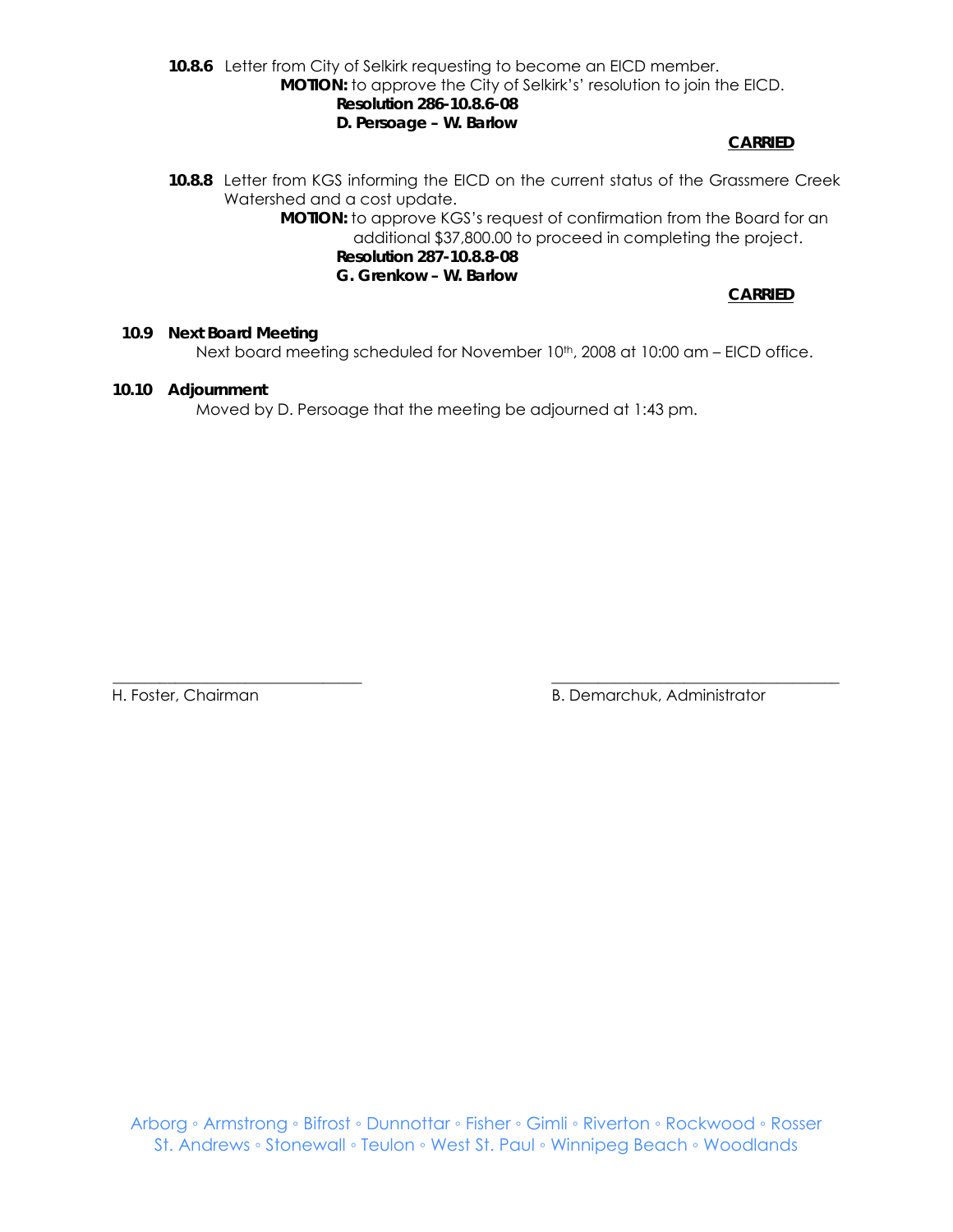**10.8.6** Letter from City of Selkirk requesting to become an EICD member.

**MOTION:** to approve the City of Selkirk's' resolution to join the EICD.

**Resolution 286-10.8.6-08**

**D. Persoage – W. Barlow**

**CARRIED**

**10.8.8** Letter from KGS informing the EICD on the current status of the Grassmere Creek Watershed and a cost update.

**MOTION:** to approve KGS's request of confirmation from the Board for an additional $37,800.00 to proceed in completing the project.

**Resolution 287-10.8.8-08**

**G. Grenkow – W. Barlow**

**CARRIED**

**10.9 Next Board Meeting**

Next board meeting scheduled for November 10th, 2008 at 10:00 am – EICD office.

**10.10 Adjournment**

Moved by D. Persoage that the meeting be adjourned at 1:43 pm.

\_\_\_\_\_\_\_\_\_\_\_\_\_\_\_\_\_\_\_\_\_\_\_\_\_\_\_\_\_\_
H. Foster, Chairman

\_\_\_\_\_\_\_\_\_\_\_\_\_\_\_\_\_\_\_\_\_\_\_\_\_\_\_\_\_\_
B. Demarchuk, Administrator

Arborg ◦ Armstrong ◦ Bifrost ◦ Dunnottar ◦ Fisher ◦ Gimli ◦ Riverton ◦ Rockwood ◦ Rosser
St. Andrews ◦ Stonewall ◦ Teulon ◦ West St. Paul ◦ Winnipeg Beach ◦ Woodlands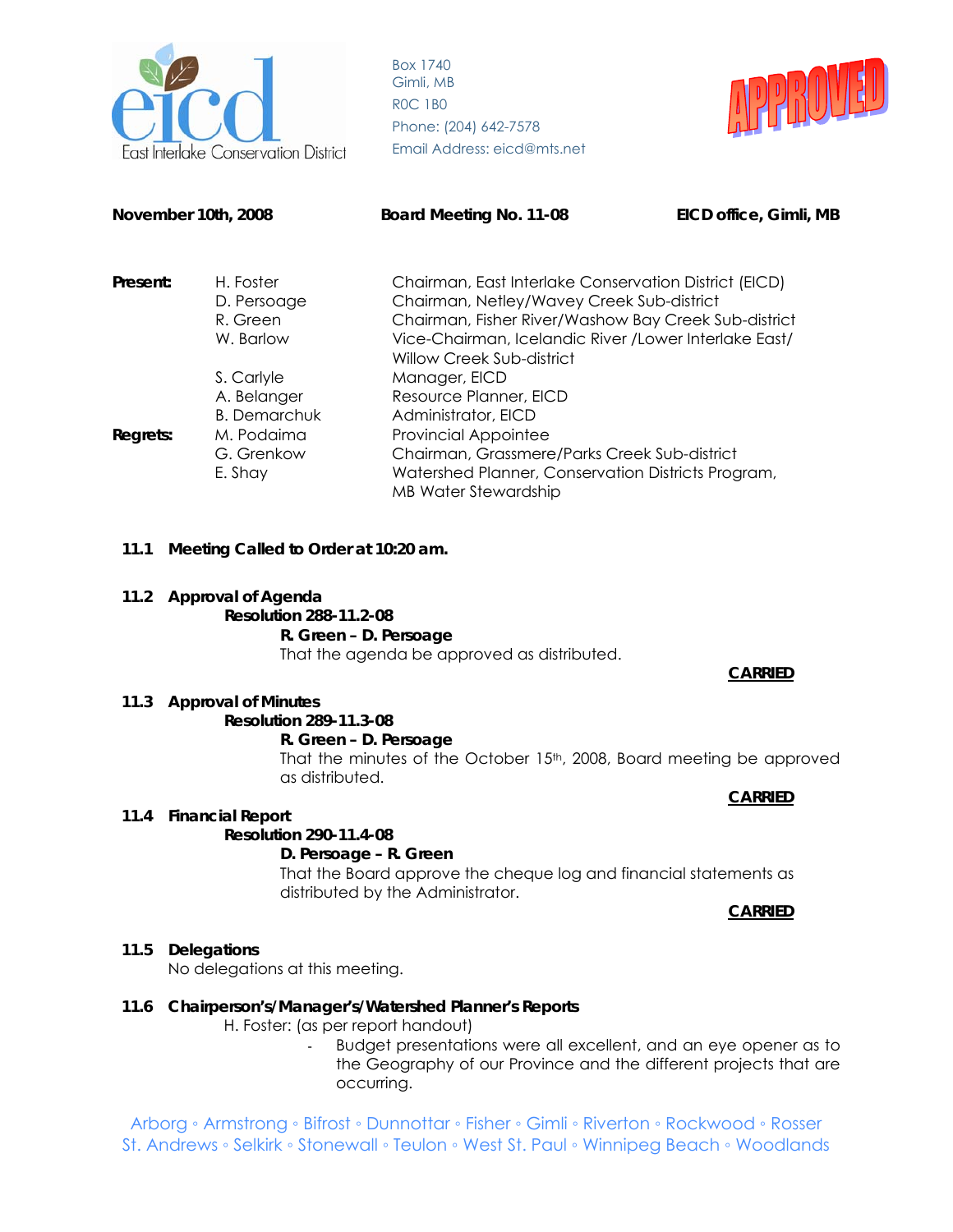Box 1740
Gimli, MB
R0C 1B0
Phone: (204) 642-7578
Email Address: eicd@mts.net

APPROVED

**November 10th, 2008** **Board Meeting No. 11-08** **EICD office, Gimli, MB**

| | | |
|---|---|---|
| **Present:** | H. Foster | Chairman, East Interlake Conservation District (EICD) |
| | D. Persoage | Chairman, Netley/Wavey Creek Sub-district |
| | R. Green | Chairman, Fisher River/Washow Bay Creek Sub-district |
| | W. Barlow | Vice-Chairman, Icelandic River /Lower Interlake East/ Willow Creek Sub-district |
| | S. Carlyle | Manager, EICD |
| | A. Belanger | Resource Planner, EICD |
| | B. Demarchuk | Administrator, EICD |
| **Regrets:** | M. Podaima | Provincial Appointee |
| | G. Grenkow | Chairman, Grassmere/Parks Creek Sub-district |
| | E. Shay | Watershed Planner, Conservation Districts Program, MB Water Stewardship |

**11.1 Meeting Called to Order at 10:20 am.**

**11.2 Approval of Agenda**

**Resolution 288-11.2-08**

**R. Green – D. Persoage**

That the agenda be approved as distributed.

**CARRIED**

**11.3 Approval of Minutes**

**Resolution 289-11.3-08**

**R. Green – D. Persoage**

That the minutes of the October 15th, 2008, Board meeting be approved as distributed.

**CARRIED**

**11.4 Financial Report**

**Resolution 290-11.4-08**

**D. Persoage – R. Green**

That the Board approve the cheque log and financial statements as distributed by the Administrator.

**CARRIED**

**11.5 Delegations**

No delegations at this meeting.

**11.6 Chairperson's/Manager's/Watershed Planner's Reports**

H. Foster: (as per report handout)

- Budget presentations were all excellent, and an eye opener as to the Geography of our Province and the different projects that are occurring.

Arborg ◦ Armstrong ◦ Bifrost ◦ Dunnottar ◦ Fisher ◦ Gimli ◦ Riverton ◦ Rockwood ◦ Rosser
St. Andrews ◦ Selkirk ◦ Stonewall ◦ Teulon ◦ West St. Paul ◦ Winnipeg Beach ◦ Woodlands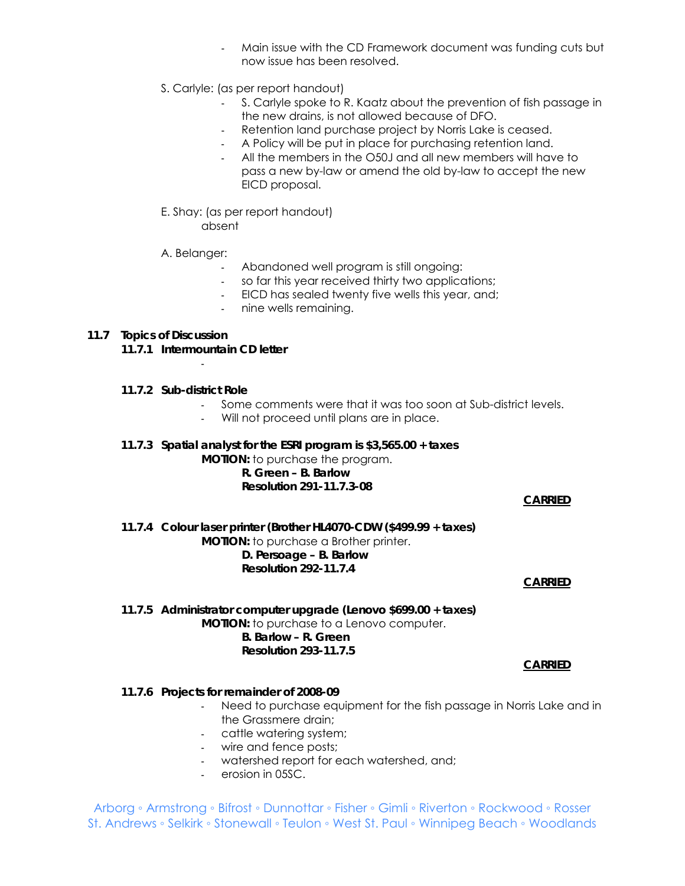- Main issue with the CD Framework document was funding cuts but now issue has been resolved.

S. Carlyle: (as per report handout)

- S. Carlyle spoke to R. Kaatz about the prevention of fish passage in the new drains, is not allowed because of DFO.
- Retention land purchase project by Norris Lake is ceased.
- A Policy will be put in place for purchasing retention land.
- All the members in the O50J and all new members will have to pass a new by-law or amend the old by-law to accept the new EICD proposal.

E. Shay: (as per report handout)
absent

A. Belanger:

- Abandoned well program is still ongoing:
- so far this year received thirty two applications;
- EICD has sealed twenty five wells this year, and;
- nine wells remaining.

**11.7 Topics of Discussion**

**11.7.1 Intermountain CD letter**

-

**11.7.2 Sub-district Role**

- Some comments were that it was too soon at Sub-district levels.
- Will not proceed until plans are in place.

**11.7.3 Spatial analyst for the ESRI program is $3,565.00 + taxes**

**MOTION:** to purchase the program.
**R. Green – B. Barlow**
**Resolution 291-11.7.3-08**

**CARRIED**

**11.7.4 Colour laser printer (Brother HL4070-CDW ($499.99 + taxes)**

**MOTION:** to purchase a Brother printer.
**D. Persoage – B. Barlow**
**Resolution 292-11.7.4**

**CARRIED**

**11.7.5 Administrator computer upgrade (Lenovo $699.00 + taxes)**

**MOTION:** to purchase to a Lenovo computer.
**B. Barlow – R. Green**
**Resolution 293-11.7.5**

**CARRIED**

**11.7.6 Projects for remainder of 2008-09**

- Need to purchase equipment for the fish passage in Norris Lake and in the Grassmere drain;
- cattle watering system;
- wire and fence posts;
- watershed report for each watershed, and;
- erosion in 05SC.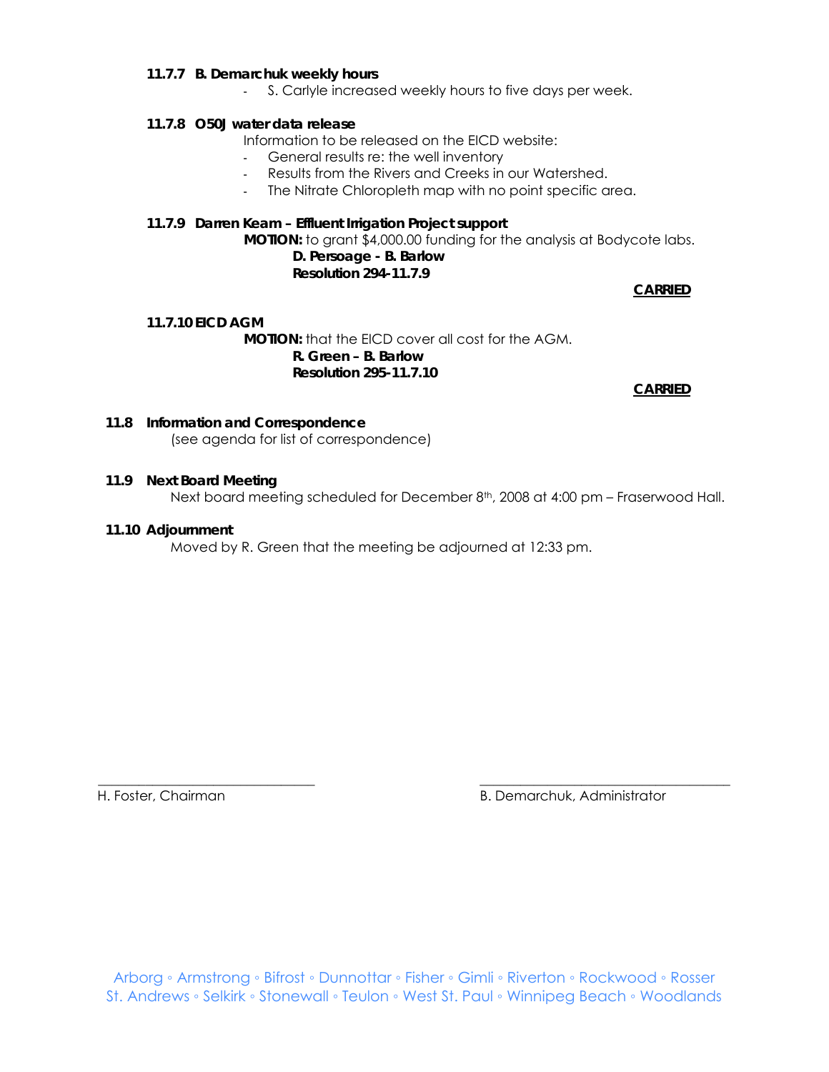**11.7.7 B. Demarchuk weekly hours**

- S. Carlyle increased weekly hours to five days per week.

**11.7.8 O50J water data release**

Information to be released on the EICD website:

- General results re: the well inventory
- Results from the Rivers and Creeks in our Watershed.
- The Nitrate Chloropleth map with no point specific area.

**11.7.9 Darren Keam – Effluent Irrigation Project support**

**MOTION:** to grant $4,000.00 funding for the analysis at Bodycote labs.

**D. Persoage - B. Barlow**
**Resolution 294-11.7.9**

**CARRIED**

**11.7.10 EICD AGM**

**MOTION:** that the EICD cover all cost for the AGM.

**R. Green – B. Barlow**
**Resolution 295-11.7.10**

**CARRIED**

**11.8 Information and Correspondence**

(see agenda for list of correspondence)

**11.9 Next Board Meeting**

Next board meeting scheduled for December 8th, 2008 at 4:00 pm – Fraserwood Hall.

**11.10 Adjournment**

Moved by R. Green that the meeting be adjourned at 12:33 pm.

\_\_\_\_\_\_\_\_\_\_\_\_\_\_\_\_\_\_\_\_\_\_\_\_\_\_\_\_\_\_\_\_
H. Foster, Chairman

\_\_\_\_\_\_\_\_\_\_\_\_\_\_\_\_\_\_\_\_\_\_\_\_\_\_\_\_\_\_\_\_
B. Demarchuk, Administrator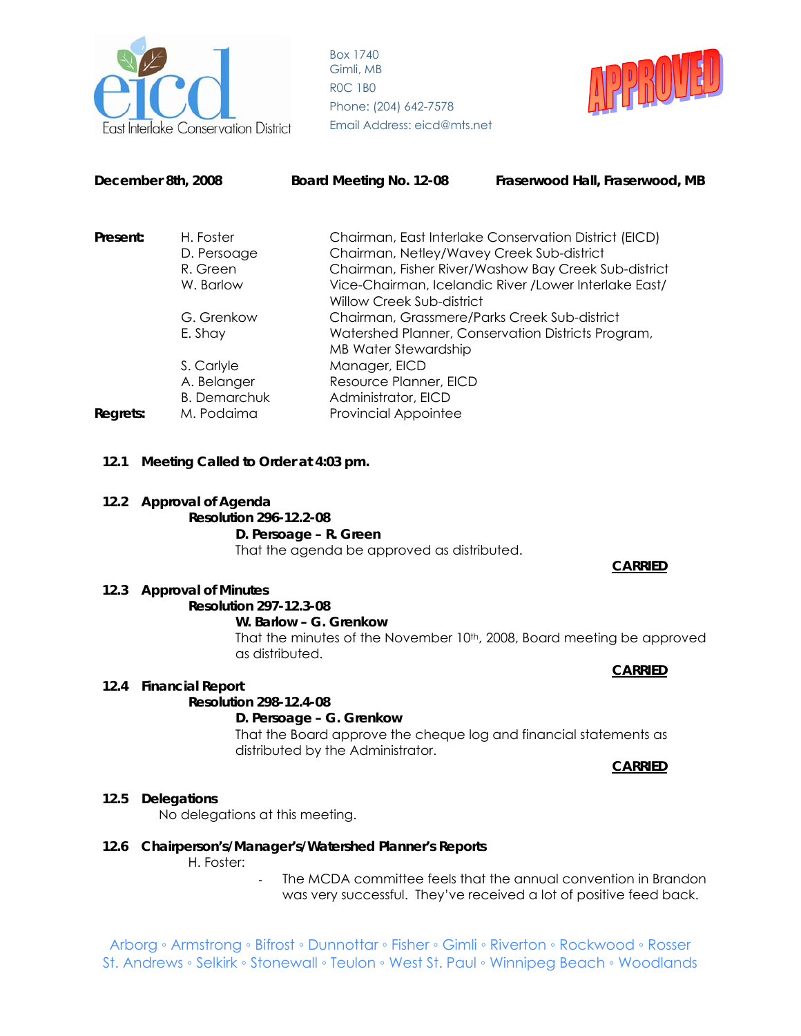East Interlake Conservation District

Box 1740
Gimli, MB
R0C 1B0
Phone: (204) 642-7578
Email Address: eicd@mts.net

APPROVED

**December 8th, 2008** **Board Meeting No. 12-08** **Fraserwood Hall, Fraserwood, MB**

| | | |
|---|---|---|
| **Present:** | H. Foster | Chairman, East Interlake Conservation District (EICD) |
| | D. Persoage | Chairman, Netley/Wavey Creek Sub-district |
| | R. Green | Chairman, Fisher River/Washow Bay Creek Sub-district |
| | W. Barlow | Vice-Chairman, Icelandic River /Lower Interlake East/ Willow Creek Sub-district |
| | G. Grenkow | Chairman, Grassmere/Parks Creek Sub-district |
| | E. Shay | Watershed Planner, Conservation Districts Program, MB Water Stewardship |
| | S. Carlyle | Manager, EICD |
| | A. Belanger | Resource Planner, EICD |
| | B. Demarchuk | Administrator, EICD |
| **Regrets:** | M. Podaima | Provincial Appointee |

**12.1 Meeting Called to Order at 4:03 pm.**

**12.2 Approval of Agenda**

**Resolution 296-12.2-08**

**D. Persoage – R. Green**

That the agenda be approved as distributed.

**CARRIED**

**12.3 Approval of Minutes**

**Resolution 297-12.3-08**

**W. Barlow – G. Grenkow**

That the minutes of the November 10th, 2008, Board meeting be approved as distributed.

**CARRIED**

**12.4 Financial Report**

**Resolution 298-12.4-08**

**D. Persoage – G. Grenkow**

That the Board approve the cheque log and financial statements as distributed by the Administrator.

**CARRIED**

**12.5 Delegations**

No delegations at this meeting.

**12.6 Chairperson's/Manager's/Watershed Planner's Reports**

H. Foster:

- The MCDA committee feels that the annual convention in Brandon was very successful. They've received a lot of positive feed back.

Arborg ◦ Armstrong ◦ Bifrost ◦ Dunnottar ◦ Fisher ◦ Gimli ◦ Riverton ◦ Rockwood ◦ Rosser
St. Andrews ◦ Selkirk ◦ Stonewall ◦ Teulon ◦ West St. Paul ◦ Winnipeg Beach ◦ Woodlands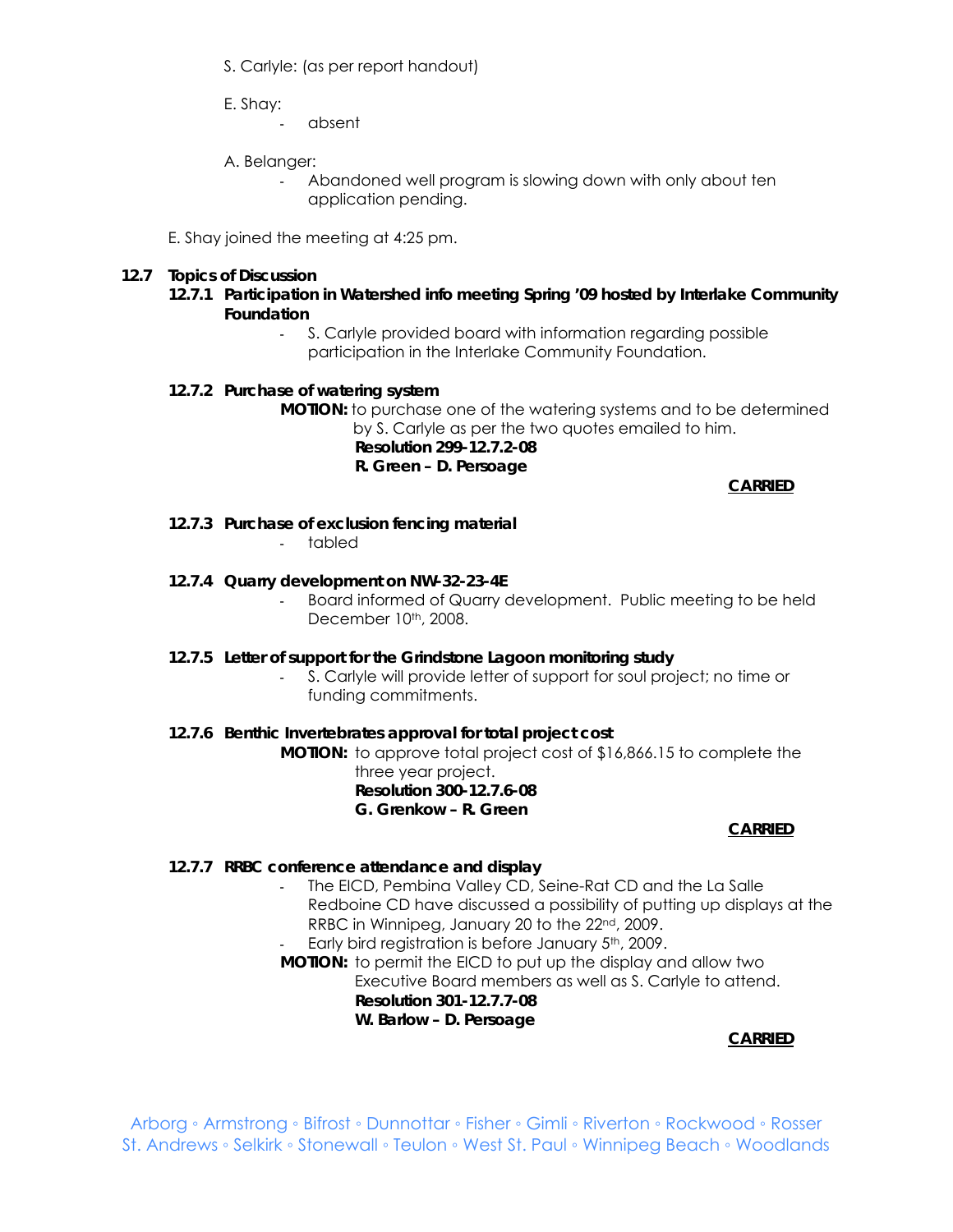S. Carlyle: (as per report handout)

E. Shay:

- absent

A. Belanger:

- Abandoned well program is slowing down with only about ten application pending.

E. Shay joined the meeting at 4:25 pm.

**12.7 Topics of Discussion**

**12.7.1 Participation in Watershed info meeting Spring '09 hosted by Interlake Community Foundation**

- S. Carlyle provided board with information regarding possible participation in the Interlake Community Foundation.

**12.7.2 Purchase of watering system**

**MOTION:** to purchase one of the watering systems and to be determined by S. Carlyle as per the two quotes emailed to him.
**Resolution 299-12.7.2-08**
**R. Green – D. Persoage**

**CARRIED**

**12.7.3 Purchase of exclusion fencing material**

- tabled

**12.7.4 Quarry development on NW-32-23-4E**

- Board informed of Quarry development. Public meeting to be held December 10th, 2008.

**12.7.5 Letter of support for the Grindstone Lagoon monitoring study**

- S. Carlyle will provide letter of support for soul project; no time or funding commitments.

**12.7.6 Benthic Invertebrates approval for total project cost**

**MOTION:** to approve total project cost of $16,866.15 to complete the three year project.
**Resolution 300-12.7.6-08**
**G. Grenkow – R. Green**

**CARRIED**

**12.7.7 RRBC conference attendance and display**

- The EICD, Pembina Valley CD, Seine-Rat CD and the La Salle Redboine CD have discussed a possibility of putting up displays at the RRBC in Winnipeg, January 20 to the 22nd, 2009.
- Early bird registration is before January 5th, 2009.

**MOTION:** to permit the EICD to put up the display and allow two Executive Board members as well as S. Carlyle to attend.
**Resolution 301-12.7.7-08**
**W. Barlow – D. Persoage**

**CARRIED**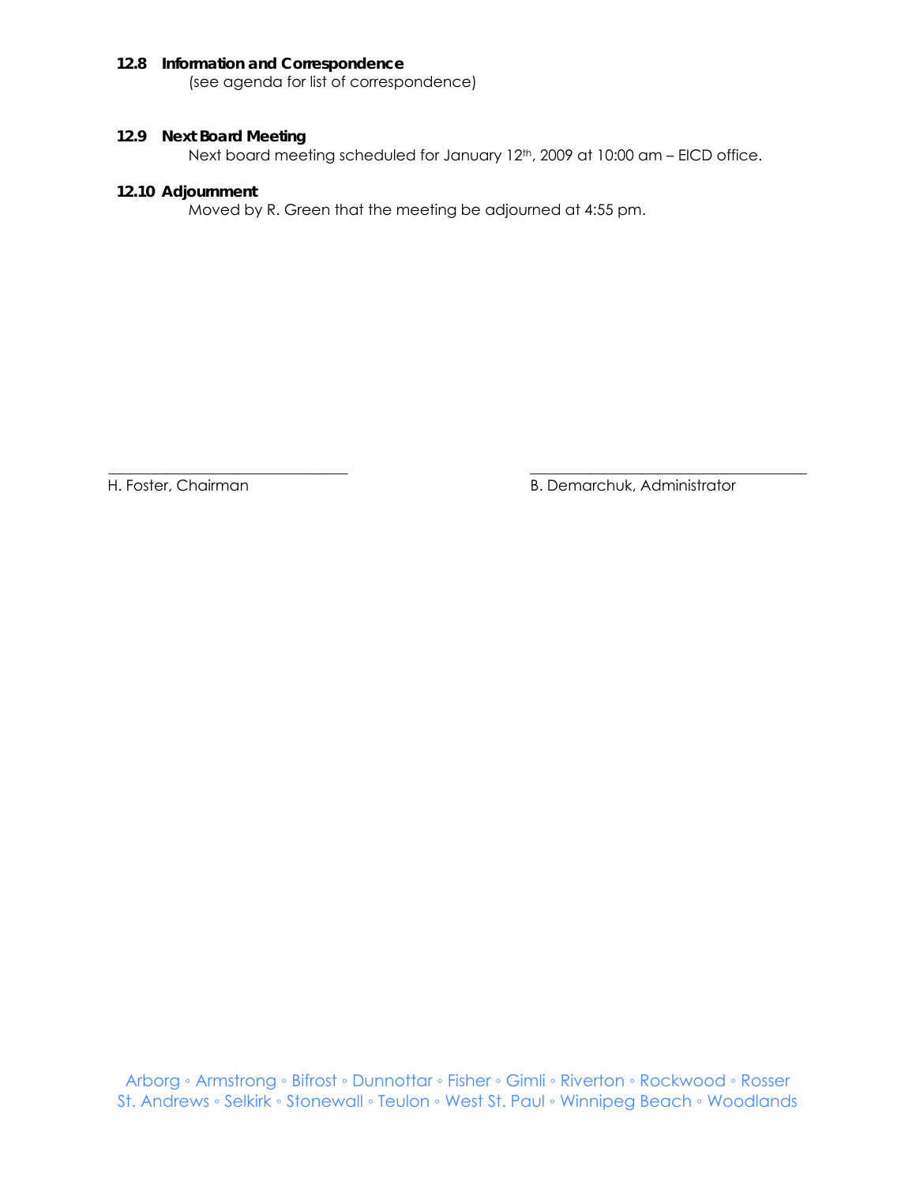**12.8 Information and Correspondence**

(see agenda for list of correspondence)

**12.9 Next Board Meeting**

Next board meeting scheduled for January 12th, 2009 at 10:00 am – EICD office.

**12.10 Adjournment**

Moved by R. Green that the meeting be adjourned at 4:55 pm.

\_\_\_\_\_\_\_\_\_\_\_\_\_\_\_\_\_\_\_\_\_\_\_\_\_\_\_\_\_\_\_\_
H. Foster, Chairman

\_\_\_\_\_\_\_\_\_\_\_\_\_\_\_\_\_\_\_\_\_\_\_\_\_\_\_\_\_\_\_\_
B. Demarchuk, Administrator

Arborg ◦ Armstrong ◦ Bifrost ◦ Dunnottar ◦ Fisher ◦ Gimli ◦ Riverton ◦ Rockwood ◦ Rosser
St. Andrews ◦ Selkirk ◦ Stonewall ◦ Teulon ◦ West St. Paul ◦ Winnipeg Beach ◦ Woodlands